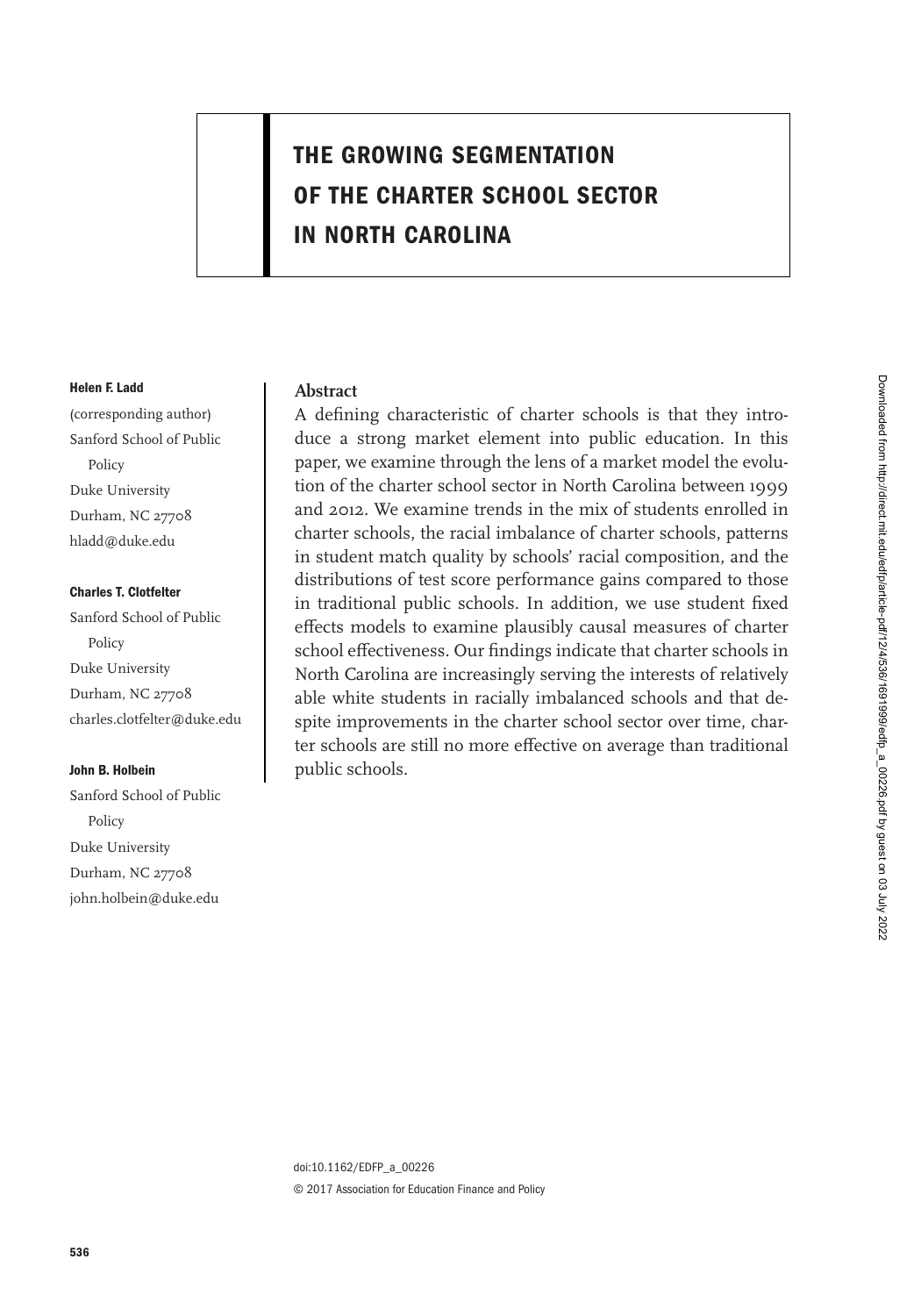# THE GROWING SEGMENTATION OF THE CHARTER SCHOOL SECTOR IN NORTH CAROLINA

**Helen F. Ladd**
(corresponding author)
Sanford School of Public Policy
Duke University
Durham, NC 27708
hladd@duke.edu

**Charles T. Clotfelter**
Sanford School of Public Policy
Duke University
Durham, NC 27708
charles.clotfelter@duke.edu

**John B. Holbein**
Sanford School of Public Policy
Duke University
Durham, NC 27708
john.holbein@duke.edu

**Abstract**

A defining characteristic of charter schools is that they introduce a strong market element into public education. In this paper, we examine through the lens of a market model the evolution of the charter school sector in North Carolina between 1999 and 2012. We examine trends in the mix of students enrolled in charter schools, the racial imbalance of charter schools, patterns in student match quality by schools' racial composition, and the distributions of test score performance gains compared to those in traditional public schools. In addition, we use student fixed effects models to examine plausibly causal measures of charter school effectiveness. Our findings indicate that charter schools in North Carolina are increasingly serving the interests of relatively able white students in racially imbalanced schools and that despite improvements in the charter school sector over time, charter schools are still no more effective on average than traditional public schools.

doi:10.1162/EDFP_a_00226
© 2017 Association for Education Finance and Policy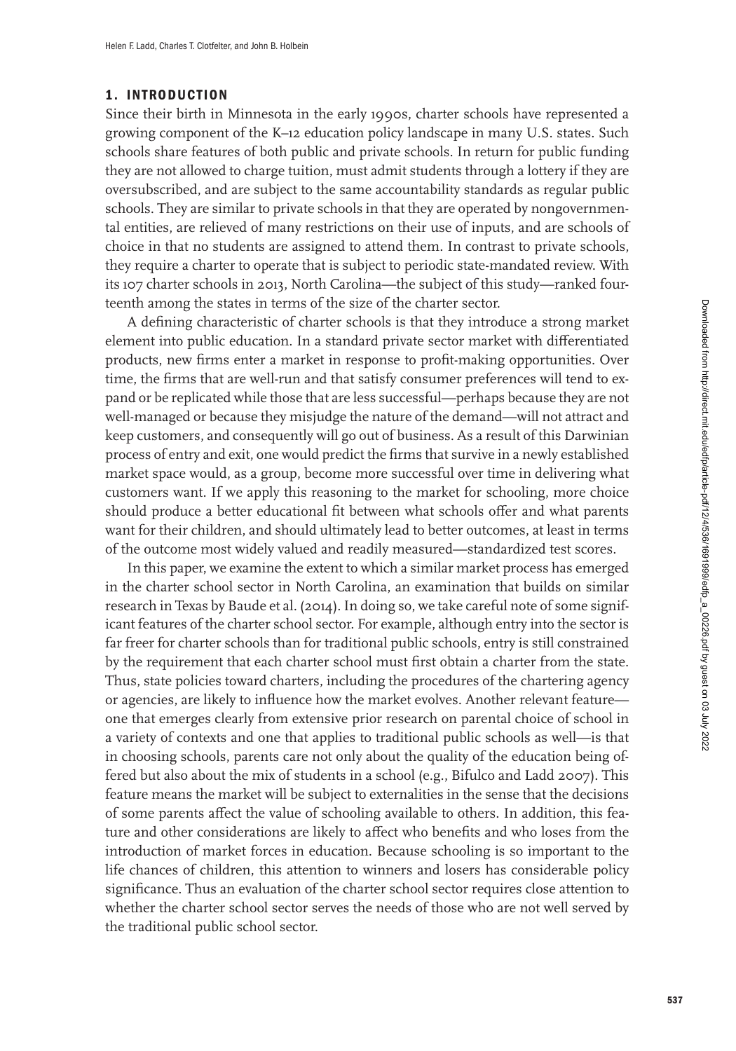## 1. INTRODUCTION

Since their birth in Minnesota in the early 1990s, charter schools have represented a growing component of the K–12 education policy landscape in many U.S. states. Such schools share features of both public and private schools. In return for public funding they are not allowed to charge tuition, must admit students through a lottery if they are oversubscribed, and are subject to the same accountability standards as regular public schools. They are similar to private schools in that they are operated by nongovernmental entities, are relieved of many restrictions on their use of inputs, and are schools of choice in that no students are assigned to attend them. In contrast to private schools, they require a charter to operate that is subject to periodic state-mandated review. With its 107 charter schools in 2013, North Carolina—the subject of this study—ranked fourteenth among the states in terms of the size of the charter sector.

A defining characteristic of charter schools is that they introduce a strong market element into public education. In a standard private sector market with differentiated products, new firms enter a market in response to profit-making opportunities. Over time, the firms that are well-run and that satisfy consumer preferences will tend to expand or be replicated while those that are less successful—perhaps because they are not well-managed or because they misjudge the nature of the demand—will not attract and keep customers, and consequently will go out of business. As a result of this Darwinian process of entry and exit, one would predict the firms that survive in a newly established market space would, as a group, become more successful over time in delivering what customers want. If we apply this reasoning to the market for schooling, more choice should produce a better educational fit between what schools offer and what parents want for their children, and should ultimately lead to better outcomes, at least in terms of the outcome most widely valued and readily measured—standardized test scores.

In this paper, we examine the extent to which a similar market process has emerged in the charter school sector in North Carolina, an examination that builds on similar research in Texas by Baude et al. (2014). In doing so, we take careful note of some significant features of the charter school sector. For example, although entry into the sector is far freer for charter schools than for traditional public schools, entry is still constrained by the requirement that each charter school must first obtain a charter from the state. Thus, state policies toward charters, including the procedures of the chartering agency or agencies, are likely to influence how the market evolves. Another relevant feature—one that emerges clearly from extensive prior research on parental choice of school in a variety of contexts and one that applies to traditional public schools as well—is that in choosing schools, parents care not only about the quality of the education being offered but also about the mix of students in a school (e.g., Bifulco and Ladd 2007). This feature means the market will be subject to externalities in the sense that the decisions of some parents affect the value of schooling available to others. In addition, this feature and other considerations are likely to affect who benefits and who loses from the introduction of market forces in education. Because schooling is so important to the life chances of children, this attention to winners and losers has considerable policy significance. Thus an evaluation of the charter school sector requires close attention to whether the charter school sector serves the needs of those who are not well served by the traditional public school sector.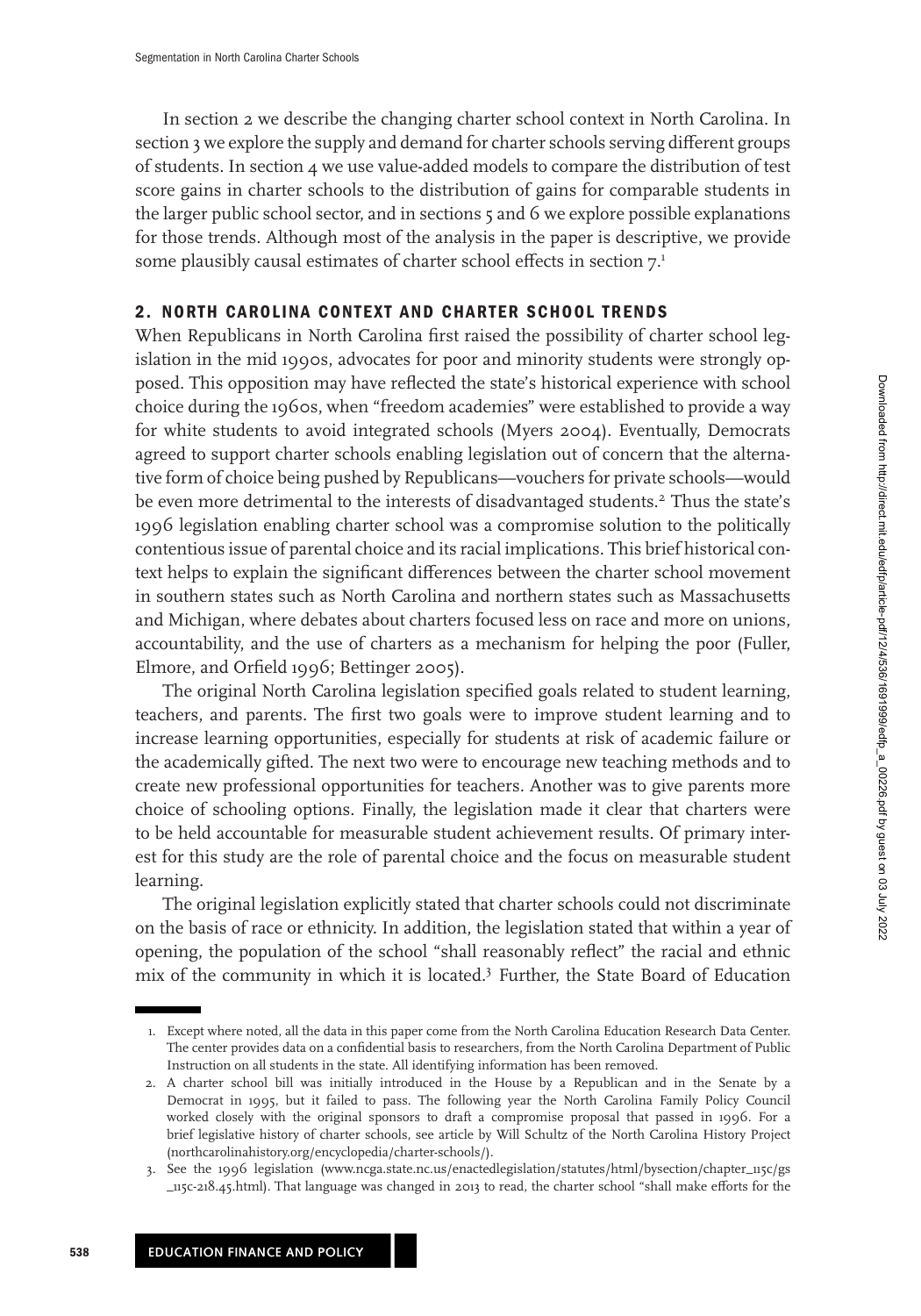In section 2 we describe the changing charter school context in North Carolina. In section 3 we explore the supply and demand for charter schools serving different groups of students. In section 4 we use value-added models to compare the distribution of test score gains in charter schools to the distribution of gains for comparable students in the larger public school sector, and in sections 5 and 6 we explore possible explanations for those trends. Although most of the analysis in the paper is descriptive, we provide some plausibly causal estimates of charter school effects in section 7.[1]

## 2. NORTH CAROLINA CONTEXT AND CHARTER SCHOOL TRENDS

When Republicans in North Carolina first raised the possibility of charter school legislation in the mid 1990s, advocates for poor and minority students were strongly opposed. This opposition may have reflected the state's historical experience with school choice during the 1960s, when "freedom academies" were established to provide a way for white students to avoid integrated schools (Myers 2004). Eventually, Democrats agreed to support charter schools enabling legislation out of concern that the alternative form of choice being pushed by Republicans—vouchers for private schools—would be even more detrimental to the interests of disadvantaged students.[2] Thus the state's 1996 legislation enabling charter school was a compromise solution to the politically contentious issue of parental choice and its racial implications. This brief historical context helps to explain the significant differences between the charter school movement in southern states such as North Carolina and northern states such as Massachusetts and Michigan, where debates about charters focused less on race and more on unions, accountability, and the use of charters as a mechanism for helping the poor (Fuller, Elmore, and Orfield 1996; Bettinger 2005).

The original North Carolina legislation specified goals related to student learning, teachers, and parents. The first two goals were to improve student learning and to increase learning opportunities, especially for students at risk of academic failure or the academically gifted. The next two were to encourage new teaching methods and to create new professional opportunities for teachers. Another was to give parents more choice of schooling options. Finally, the legislation made it clear that charters were to be held accountable for measurable student achievement results. Of primary interest for this study are the role of parental choice and the focus on measurable student learning.

The original legislation explicitly stated that charter schools could not discriminate on the basis of race or ethnicity. In addition, the legislation stated that within a year of opening, the population of the school "shall reasonably reflect" the racial and ethnic mix of the community in which it is located.[3] Further, the State Board of Education

---

1. Except where noted, all the data in this paper come from the North Carolina Education Research Data Center. The center provides data on a confidential basis to researchers, from the North Carolina Department of Public Instruction on all students in the state. All identifying information has been removed.
2. A charter school bill was initially introduced in the House by a Republican and in the Senate by a Democrat in 1995, but it failed to pass. The following year the North Carolina Family Policy Council worked closely with the original sponsors to draft a compromise proposal that passed in 1996. For a brief legislative history of charter schools, see article by Will Schultz of the North Carolina History Project (northcarolinahistory.org/encyclopedia/charter-schools/).
3. See the 1996 legislation (www.ncga.state.nc.us/enactedlegislation/statutes/html/bysection/chapter_115c/gs_115c-218.45.html). That language was changed in 2013 to read, the charter school "shall make efforts for the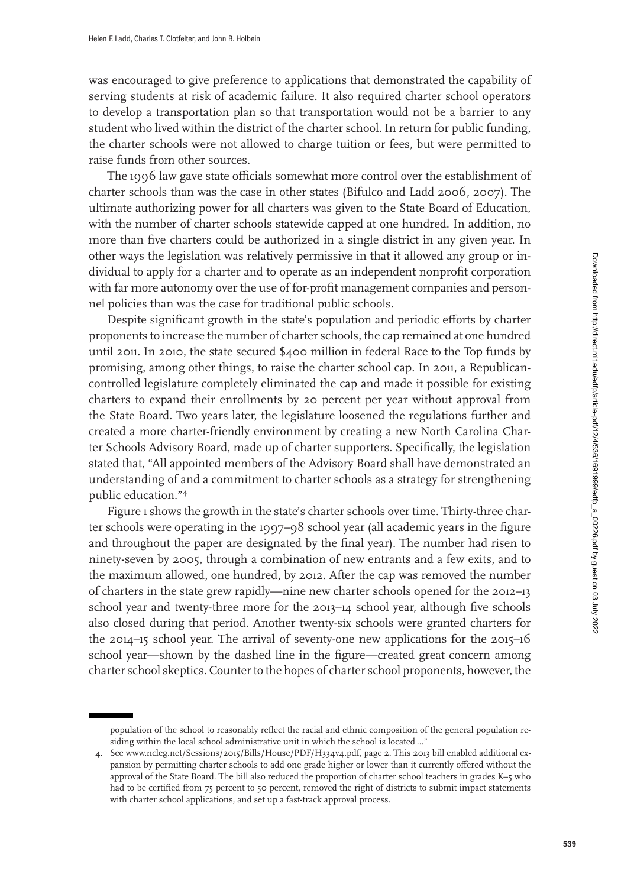was encouraged to give preference to applications that demonstrated the capability of serving students at risk of academic failure. It also required charter school operators to develop a transportation plan so that transportation would not be a barrier to any student who lived within the district of the charter school. In return for public funding, the charter schools were not allowed to charge tuition or fees, but were permitted to raise funds from other sources.

The 1996 law gave state officials somewhat more control over the establishment of charter schools than was the case in other states (Bifulco and Ladd 2006, 2007). The ultimate authorizing power for all charters was given to the State Board of Education, with the number of charter schools statewide capped at one hundred. In addition, no more than five charters could be authorized in a single district in any given year. In other ways the legislation was relatively permissive in that it allowed any group or individual to apply for a charter and to operate as an independent nonprofit corporation with far more autonomy over the use of for-profit management companies and personnel policies than was the case for traditional public schools.

Despite significant growth in the state's population and periodic efforts by charter proponents to increase the number of charter schools, the cap remained at one hundred until 2011. In 2010, the state secured $400 million in federal Race to the Top funds by promising, among other things, to raise the charter school cap. In 2011, a Republican-controlled legislature completely eliminated the cap and made it possible for existing charters to expand their enrollments by 20 percent per year without approval from the State Board. Two years later, the legislature loosened the regulations further and created a more charter-friendly environment by creating a new North Carolina Charter Schools Advisory Board, made up of charter supporters. Specifically, the legislation stated that, "All appointed members of the Advisory Board shall have demonstrated an understanding of and a commitment to charter schools as a strategy for strengthening public education."[4]

Figure 1 shows the growth in the state's charter schools over time. Thirty-three charter schools were operating in the 1997–98 school year (all academic years in the figure and throughout the paper are designated by the final year). The number had risen to ninety-seven by 2005, through a combination of new entrants and a few exits, and to the maximum allowed, one hundred, by 2012. After the cap was removed the number of charters in the state grew rapidly—nine new charter schools opened for the 2012–13 school year and twenty-three more for the 2013–14 school year, although five schools also closed during that period. Another twenty-six schools were granted charters for the 2014–15 school year. The arrival of seventy-one new applications for the 2015–16 school year—shown by the dashed line in the figure—created great concern among charter school skeptics. Counter to the hopes of charter school proponents, however, the

---

population of the school to reasonably reflect the racial and ethnic composition of the general population residing within the local school administrative unit in which the school is located ..."

4. See www.ncleg.net/Sessions/2015/Bills/House/PDF/H334v4.pdf, page 2. This 2013 bill enabled additional expansion by permitting charter schools to add one grade higher or lower than it currently offered without the approval of the State Board. The bill also reduced the proportion of charter school teachers in grades K–5 who had to be certified from 75 percent to 50 percent, removed the right of districts to submit impact statements with charter school applications, and set up a fast-track approval process.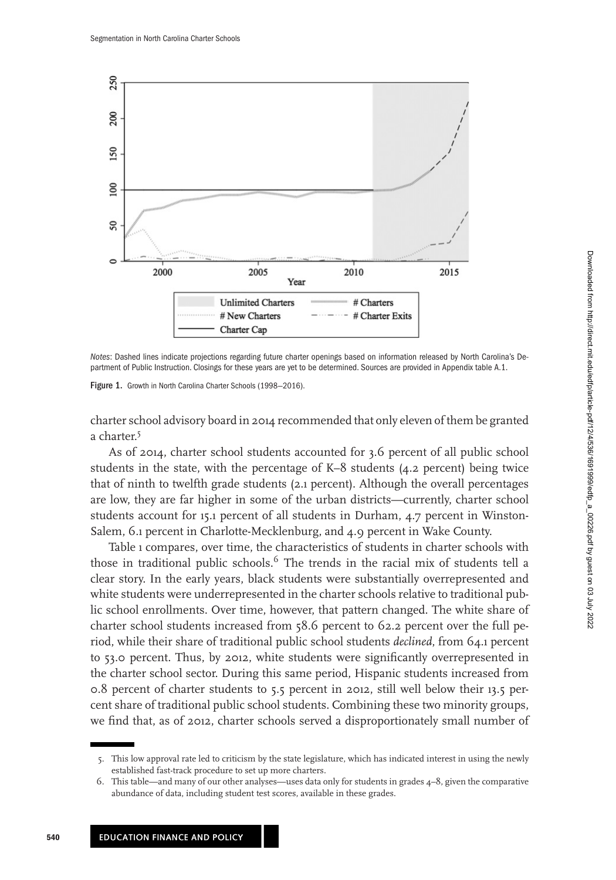*Notes*: Dashed lines indicate projections regarding future charter openings based on information released by North Carolina's Department of Public Instruction. Closings for these years are yet to be determined. Sources are provided in Appendix table A.1.

**Figure 1.** Growth in North Carolina Charter Schools (1998–2016).

charter school advisory board in 2014 recommended that only eleven of them be granted a charter.[5]

As of 2014, charter school students accounted for 3.6 percent of all public school students in the state, with the percentage of K–8 students (4.2 percent) being twice that of ninth to twelfth grade students (2.1 percent). Although the overall percentages are low, they are far higher in some of the urban districts—currently, charter school students account for 15.1 percent of all students in Durham, 4.7 percent in Winston-Salem, 6.1 percent in Charlotte-Mecklenburg, and 4.9 percent in Wake County.

Table 1 compares, over time, the characteristics of students in charter schools with those in traditional public schools.[6] The trends in the racial mix of students tell a clear story. In the early years, black students were substantially overrepresented and white students were underrepresented in the charter schools relative to traditional public school enrollments. Over time, however, that pattern changed. The white share of charter school students increased from 58.6 percent to 62.2 percent over the full period, while their share of traditional public school students *declined*, from 64.1 percent to 53.0 percent. Thus, by 2012, white students were significantly overrepresented in the charter school sector. During this same period, Hispanic students increased from 0.8 percent of charter students to 5.5 percent in 2012, still well below their 13.5 percent share of traditional public school students. Combining these two minority groups, we find that, as of 2012, charter schools served a disproportionately small number of

5. This low approval rate led to criticism by the state legislature, which has indicated interest in using the newly established fast-track procedure to set up more charters.

6. This table—and many of our other analyses—uses data only for students in grades 4–8, given the comparative abundance of data, including student test scores, available in these grades.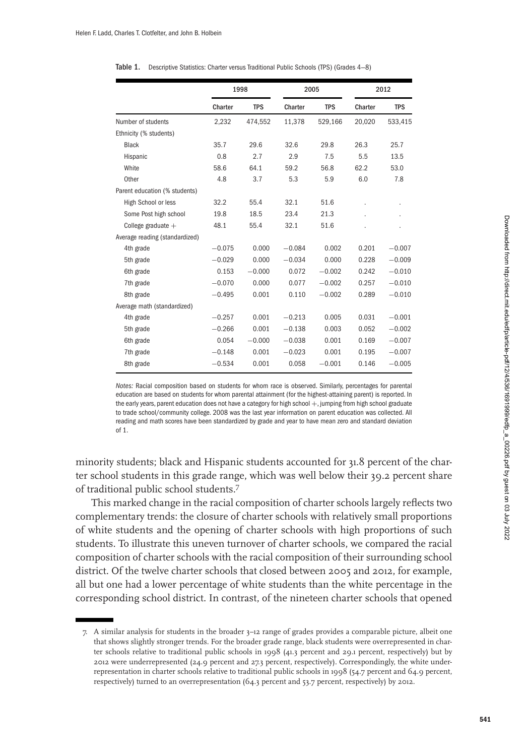**Table 1.** Descriptive Statistics: Charter versus Traditional Public Schools (TPS) (Grades 4–8)

| | 1998 | | 2005 | | 2012 | |
|---|---|---|---|---|---|---|
| | Charter | TPS | Charter | TPS | Charter | TPS |
| Number of students | 2,232 | 474,552 | 11,378 | 529,166 | 20,020 | 533,415 |
| Ethnicity (% students) | | | | | | |
| Black | 35.7 | 29.6 | 32.6 | 29.8 | 26.3 | 25.7 |
| Hispanic | 0.8 | 2.7 | 2.9 | 7.5 | 5.5 | 13.5 |
| White | 58.6 | 64.1 | 59.2 | 56.8 | 62.2 | 53.0 |
| Other | 4.8 | 3.7 | 5.3 | 5.9 | 6.0 | 7.8 |
| Parent education (% students) | | | | | | |
| High School or less | 32.2 | 55.4 | 32.1 | 51.6 | . | . |
| Some Post high school | 19.8 | 18.5 | 23.4 | 21.3 | . | . |
| College graduate + | 48.1 | 55.4 | 32.1 | 51.6 | . | . |
| Average reading (standardized) | | | | | | |
| 4th grade | −0.075 | 0.000 | −0.084 | 0.002 | 0.201 | −0.007 |
| 5th grade | −0.029 | 0.000 | −0.034 | 0.000 | 0.228 | −0.009 |
| 6th grade | 0.153 | −0.000 | 0.072 | −0.002 | 0.242 | −0.010 |
| 7th grade | −0.070 | 0.000 | 0.077 | −0.002 | 0.257 | −0.010 |
| 8th grade | −0.495 | 0.001 | 0.110 | −0.002 | 0.289 | −0.010 |
| Average math (standardized) | | | | | | |
| 4th grade | −0.257 | 0.001 | −0.213 | 0.005 | 0.031 | −0.001 |
| 5th grade | −0.266 | 0.001 | −0.138 | 0.003 | 0.052 | −0.002 |
| 6th grade | 0.054 | −0.000 | −0.038 | 0.001 | 0.169 | −0.007 |
| 7th grade | −0.148 | 0.001 | −0.023 | 0.001 | 0.195 | −0.007 |
| 8th grade | −0.534 | 0.001 | 0.058 | −0.001 | 0.146 | −0.005 |

*Notes:* Racial composition based on students for whom race is observed. Similarly, percentages for parental education are based on students for whom parental attainment (for the highest-attaining parent) is reported. In the early years, parent education does not have a category for high school +, jumping from high school graduate to trade school/community college. 2008 was the last year information on parent education was collected. All reading and math scores have been standardized by grade and year to have mean zero and standard deviation of 1.

minority students; black and Hispanic students accounted for 31.8 percent of the charter school students in this grade range, which was well below their 39.2 percent share of traditional public school students.[7]

This marked change in the racial composition of charter schools largely reflects two complementary trends: the closure of charter schools with relatively small proportions of white students and the opening of charter schools with high proportions of such students. To illustrate this uneven turnover of charter schools, we compared the racial composition of charter schools with the racial composition of their surrounding school district. Of the twelve charter schools that closed between 2005 and 2012, for example, all but one had a lower percentage of white students than the white percentage in the corresponding school district. In contrast, of the nineteen charter schools that opened

7. A similar analysis for students in the broader 3–12 range of grades provides a comparable picture, albeit one that shows slightly stronger trends. For the broader grade range, black students were overrepresented in charter schools relative to traditional public schools in 1998 (41.3 percent and 29.1 percent, respectively) but by 2012 were underrepresented (24.9 percent and 27.3 percent, respectively). Correspondingly, the white underrepresentation in charter schools relative to traditional public schools in 1998 (54.7 percent and 64.9 percent, respectively) turned to an overrepresentation (64.3 percent and 53.7 percent, respectively) by 2012.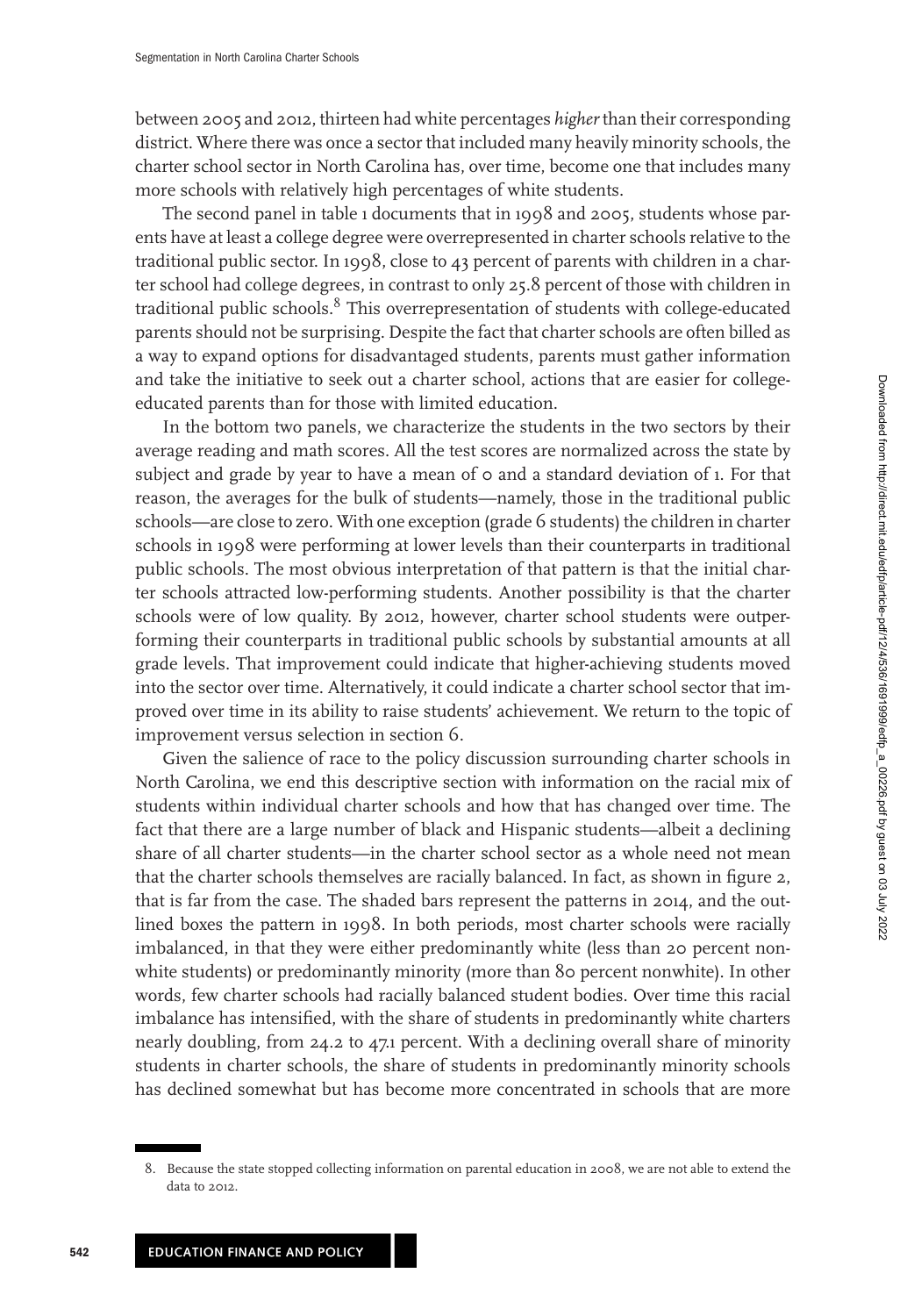between 2005 and 2012, thirteen had white percentages *higher* than their corresponding district. Where there was once a sector that included many heavily minority schools, the charter school sector in North Carolina has, over time, become one that includes many more schools with relatively high percentages of white students.

The second panel in table 1 documents that in 1998 and 2005, students whose parents have at least a college degree were overrepresented in charter schools relative to the traditional public sector. In 1998, close to 43 percent of parents with children in a charter school had college degrees, in contrast to only 25.8 percent of those with children in traditional public schools.[8] This overrepresentation of students with college-educated parents should not be surprising. Despite the fact that charter schools are often billed as a way to expand options for disadvantaged students, parents must gather information and take the initiative to seek out a charter school, actions that are easier for college-educated parents than for those with limited education.

In the bottom two panels, we characterize the students in the two sectors by their average reading and math scores. All the test scores are normalized across the state by subject and grade by year to have a mean of 0 and a standard deviation of 1. For that reason, the averages for the bulk of students—namely, those in the traditional public schools—are close to zero. With one exception (grade 6 students) the children in charter schools in 1998 were performing at lower levels than their counterparts in traditional public schools. The most obvious interpretation of that pattern is that the initial charter schools attracted low-performing students. Another possibility is that the charter schools were of low quality. By 2012, however, charter school students were outperforming their counterparts in traditional public schools by substantial amounts at all grade levels. That improvement could indicate that higher-achieving students moved into the sector over time. Alternatively, it could indicate a charter school sector that improved over time in its ability to raise students' achievement. We return to the topic of improvement versus selection in section 6.

Given the salience of race to the policy discussion surrounding charter schools in North Carolina, we end this descriptive section with information on the racial mix of students within individual charter schools and how that has changed over time. The fact that there are a large number of black and Hispanic students—albeit a declining share of all charter students—in the charter school sector as a whole need not mean that the charter schools themselves are racially balanced. In fact, as shown in figure 2, that is far from the case. The shaded bars represent the patterns in 2014, and the outlined boxes the pattern in 1998. In both periods, most charter schools were racially imbalanced, in that they were either predominantly white (less than 20 percent nonwhite students) or predominantly minority (more than 80 percent nonwhite). In other words, few charter schools had racially balanced student bodies. Over time this racial imbalance has intensified, with the share of students in predominantly white charters nearly doubling, from 24.2 to 47.1 percent. With a declining overall share of minority students in charter schools, the share of students in predominantly minority schools has declined somewhat but has become more concentrated in schools that are more

8. Because the state stopped collecting information on parental education in 2008, we are not able to extend the data to 2012.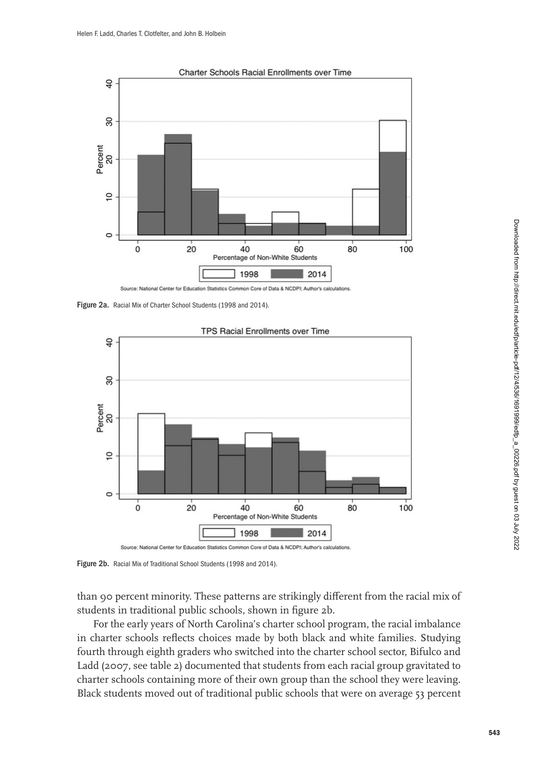Figure 2a. Racial Mix of Charter School Students (1998 and 2014).

Figure 2b. Racial Mix of Traditional School Students (1998 and 2014).

than 90 percent minority. These patterns are strikingly different from the racial mix of students in traditional public schools, shown in figure 2b.

For the early years of North Carolina's charter school program, the racial imbalance in charter schools reflects choices made by both black and white families. Studying fourth through eighth graders who switched into the charter school sector, Bifulco and Ladd (2007, see table 2) documented that students from each racial group gravitated to charter schools containing more of their own group than the school they were leaving. Black students moved out of traditional public schools that were on average 53 percent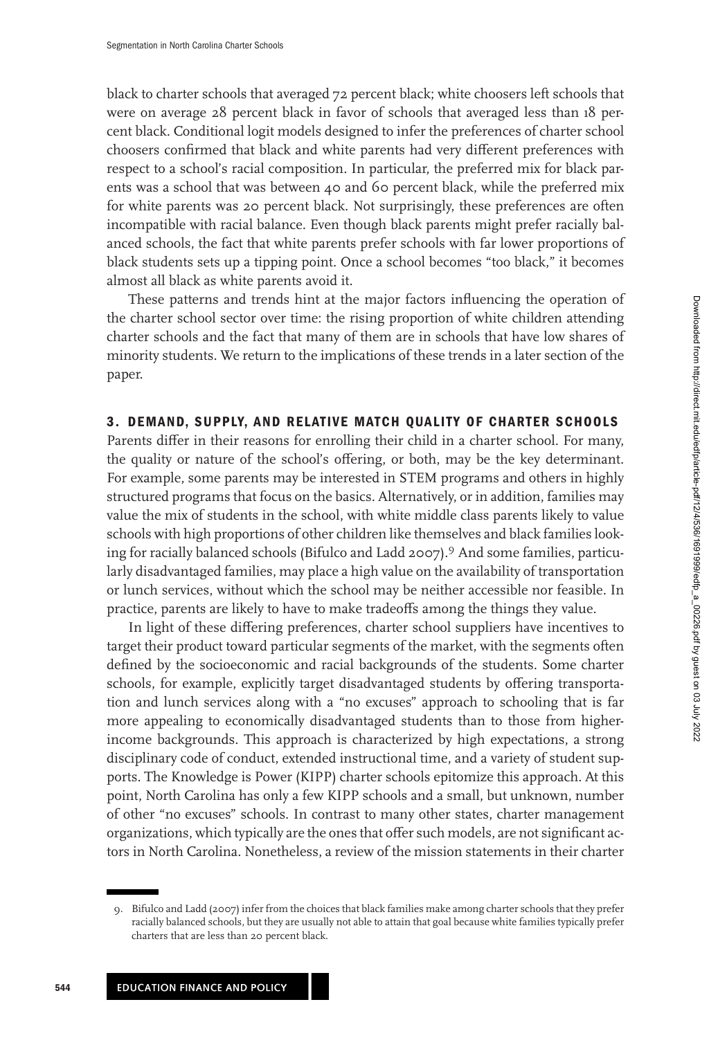black to charter schools that averaged 72 percent black; white choosers left schools that were on average 28 percent black in favor of schools that averaged less than 18 percent black. Conditional logit models designed to infer the preferences of charter school choosers confirmed that black and white parents had very different preferences with respect to a school's racial composition. In particular, the preferred mix for black parents was a school that was between 40 and 60 percent black, while the preferred mix for white parents was 20 percent black. Not surprisingly, these preferences are often incompatible with racial balance. Even though black parents might prefer racially balanced schools, the fact that white parents prefer schools with far lower proportions of black students sets up a tipping point. Once a school becomes "too black," it becomes almost all black as white parents avoid it.

These patterns and trends hint at the major factors influencing the operation of the charter school sector over time: the rising proportion of white children attending charter schools and the fact that many of them are in schools that have low shares of minority students. We return to the implications of these trends in a later section of the paper.

## 3. DEMAND, SUPPLY, AND RELATIVE MATCH QUALITY OF CHARTER SCHOOLS

Parents differ in their reasons for enrolling their child in a charter school. For many, the quality or nature of the school's offering, or both, may be the key determinant. For example, some parents may be interested in STEM programs and others in highly structured programs that focus on the basics. Alternatively, or in addition, families may value the mix of students in the school, with white middle class parents likely to value schools with high proportions of other children like themselves and black families looking for racially balanced schools (Bifulco and Ladd 2007).[9] And some families, particularly disadvantaged families, may place a high value on the availability of transportation or lunch services, without which the school may be neither accessible nor feasible. In practice, parents are likely to have to make tradeoffs among the things they value.

In light of these differing preferences, charter school suppliers have incentives to target their product toward particular segments of the market, with the segments often defined by the socioeconomic and racial backgrounds of the students. Some charter schools, for example, explicitly target disadvantaged students by offering transportation and lunch services along with a "no excuses" approach to schooling that is far more appealing to economically disadvantaged students than to those from higher-income backgrounds. This approach is characterized by high expectations, a strong disciplinary code of conduct, extended instructional time, and a variety of student supports. The Knowledge is Power (KIPP) charter schools epitomize this approach. At this point, North Carolina has only a few KIPP schools and a small, but unknown, number of other "no excuses" schools. In contrast to many other states, charter management organizations, which typically are the ones that offer such models, are not significant actors in North Carolina. Nonetheless, a review of the mission statements in their charter

9. Bifulco and Ladd (2007) infer from the choices that black families make among charter schools that they prefer racially balanced schools, but they are usually not able to attain that goal because white families typically prefer charters that are less than 20 percent black.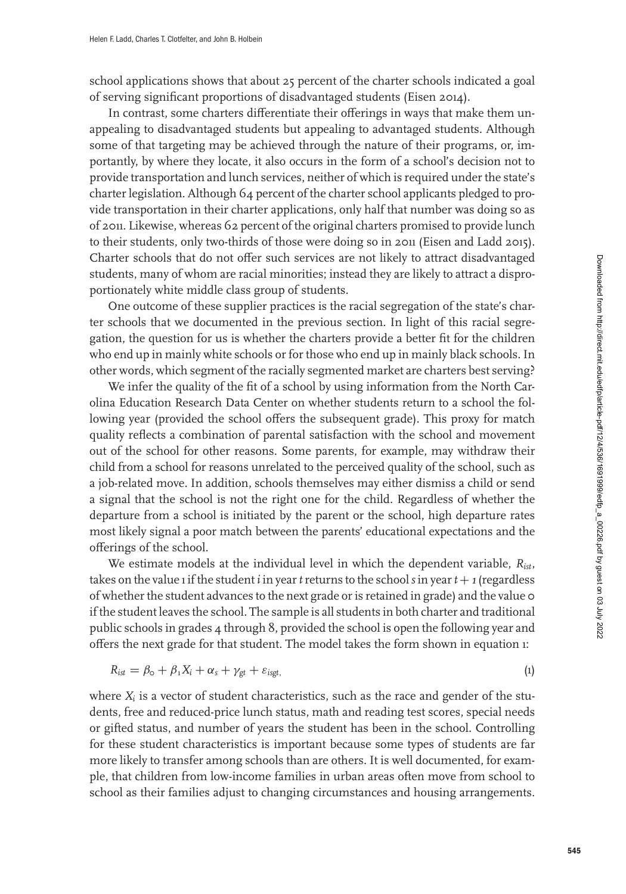school applications shows that about 25 percent of the charter schools indicated a goal of serving significant proportions of disadvantaged students (Eisen 2014).

In contrast, some charters differentiate their offerings in ways that make them unappealing to disadvantaged students but appealing to advantaged students. Although some of that targeting may be achieved through the nature of their programs, or, importantly, by where they locate, it also occurs in the form of a school's decision not to provide transportation and lunch services, neither of which is required under the state's charter legislation. Although 64 percent of the charter school applicants pledged to provide transportation in their charter applications, only half that number was doing so as of 2011. Likewise, whereas 62 percent of the original charters promised to provide lunch to their students, only two-thirds of those were doing so in 2011 (Eisen and Ladd 2015). Charter schools that do not offer such services are not likely to attract disadvantaged students, many of whom are racial minorities; instead they are likely to attract a disproportionately white middle class group of students.

One outcome of these supplier practices is the racial segregation of the state's charter schools that we documented in the previous section. In light of this racial segregation, the question for us is whether the charters provide a better fit for the children who end up in mainly white schools or for those who end up in mainly black schools. In other words, which segment of the racially segmented market are charters best serving?

We infer the quality of the fit of a school by using information from the North Carolina Education Research Data Center on whether students return to a school the following year (provided the school offers the subsequent grade). This proxy for match quality reflects a combination of parental satisfaction with the school and movement out of the school for other reasons. Some parents, for example, may withdraw their child from a school for reasons unrelated to the perceived quality of the school, such as a job-related move. In addition, schools themselves may either dismiss a child or send a signal that the school is not the right one for the child. Regardless of whether the departure from a school is initiated by the parent or the school, high departure rates most likely signal a poor match between the parents' educational expectations and the offerings of the school.

We estimate models at the individual level in which the dependent variable, $R_{ist}$, takes on the value 1 if the student $i$ in year $t$ returns to the school $s$ in year $t + 1$ (regardless of whether the student advances to the next grade or is retained in grade) and the value 0 if the student leaves the school. The sample is all students in both charter and traditional public schools in grades 4 through 8, provided the school is open the following year and offers the next grade for that student. The model takes the form shown in equation 1:

$$R_{ist} = \beta_0 + \beta_1 X_i + \alpha_s + \gamma_{gt} + \varepsilon_{isgt}, \tag{1}$$

where $X_i$ is a vector of student characteristics, such as the race and gender of the students, free and reduced-price lunch status, math and reading test scores, special needs or gifted status, and number of years the student has been in the school. Controlling for these student characteristics is important because some types of students are far more likely to transfer among schools than are others. It is well documented, for example, that children from low-income families in urban areas often move from school to school as their families adjust to changing circumstances and housing arrangements.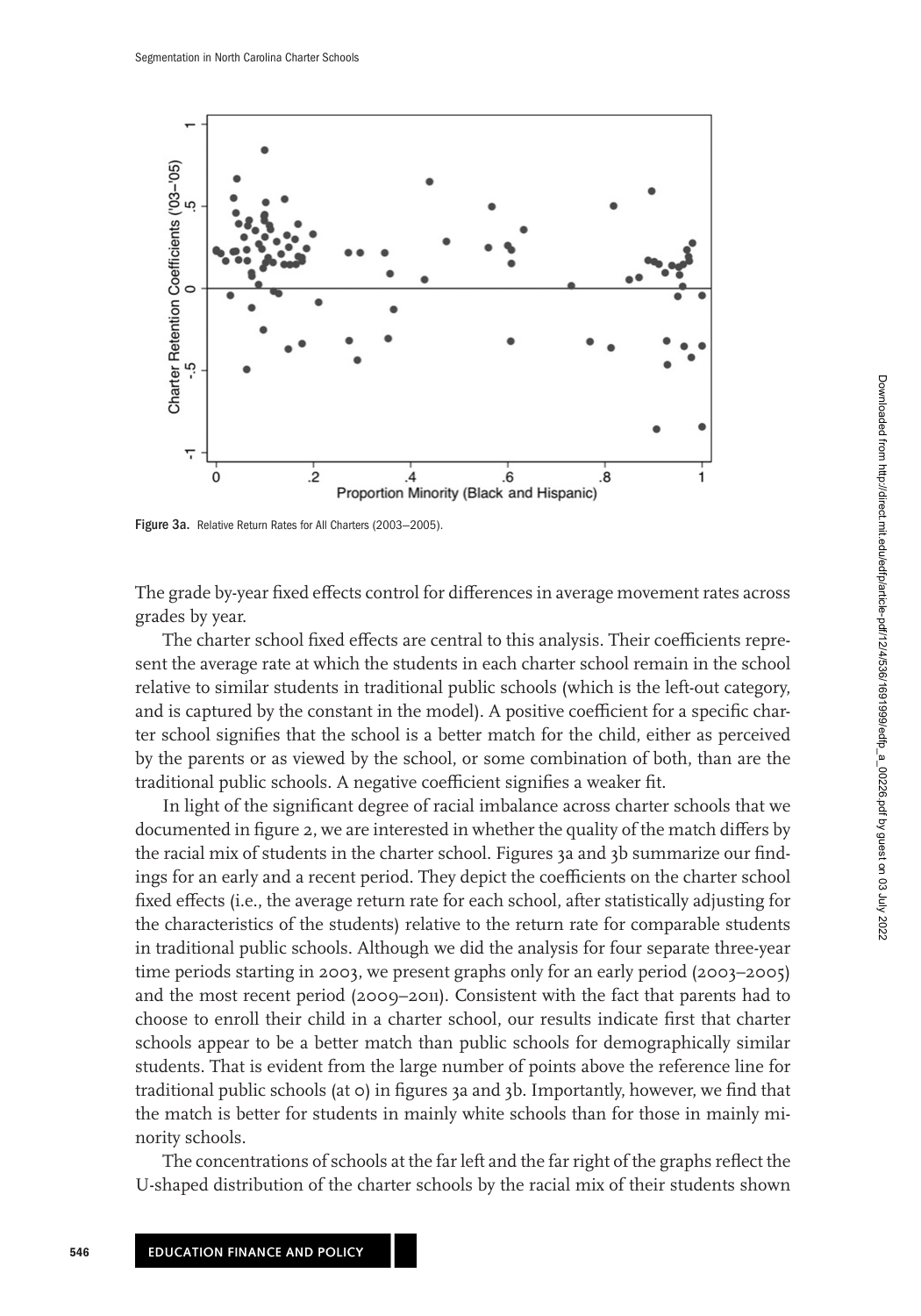Figure 3a. Relative Return Rates for All Charters (2003–2005).

The grade by-year fixed effects control for differences in average movement rates across grades by year.

The charter school fixed effects are central to this analysis. Their coefficients represent the average rate at which the students in each charter school remain in the school relative to similar students in traditional public schools (which is the left-out category, and is captured by the constant in the model). A positive coefficient for a specific charter school signifies that the school is a better match for the child, either as perceived by the parents or as viewed by the school, or some combination of both, than are the traditional public schools. A negative coefficient signifies a weaker fit.

In light of the significant degree of racial imbalance across charter schools that we documented in figure 2, we are interested in whether the quality of the match differs by the racial mix of students in the charter school. Figures 3a and 3b summarize our findings for an early and a recent period. They depict the coefficients on the charter school fixed effects (i.e., the average return rate for each school, after statistically adjusting for the characteristics of the students) relative to the return rate for comparable students in traditional public schools. Although we did the analysis for four separate three-year time periods starting in 2003, we present graphs only for an early period (2003–2005) and the most recent period (2009–2011). Consistent with the fact that parents had to choose to enroll their child in a charter school, our results indicate first that charter schools appear to be a better match than public schools for demographically similar students. That is evident from the large number of points above the reference line for traditional public schools (at 0) in figures 3a and 3b. Importantly, however, we find that the match is better for students in mainly white schools than for those in mainly minority schools.

The concentrations of schools at the far left and the far right of the graphs reflect the U-shaped distribution of the charter schools by the racial mix of their students shown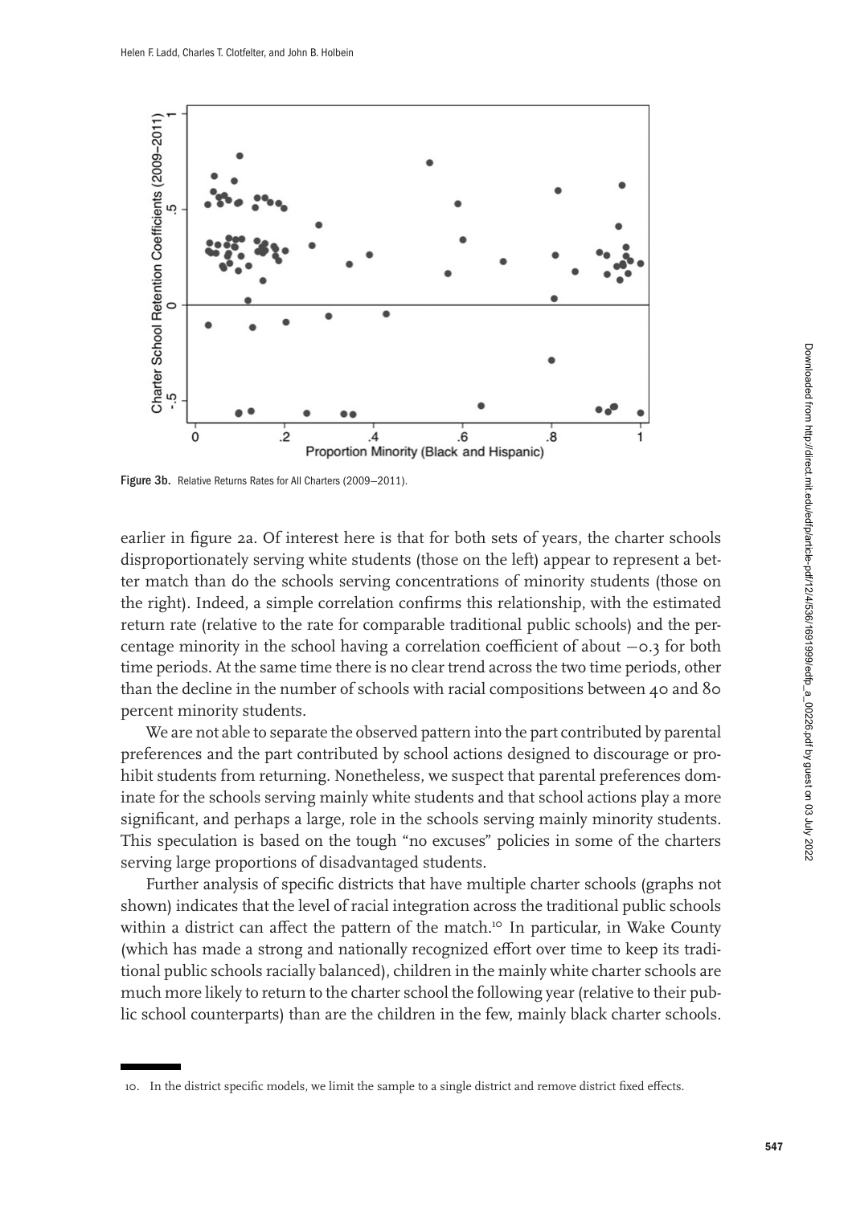Figure 3b. Relative Returns Rates for All Charters (2009–2011).

earlier in figure 2a. Of interest here is that for both sets of years, the charter schools disproportionately serving white students (those on the left) appear to represent a better match than do the schools serving concentrations of minority students (those on the right). Indeed, a simple correlation confirms this relationship, with the estimated return rate (relative to the rate for comparable traditional public schools) and the percentage minority in the school having a correlation coefficient of about −0.3 for both time periods. At the same time there is no clear trend across the two time periods, other than the decline in the number of schools with racial compositions between 40 and 80 percent minority students.

We are not able to separate the observed pattern into the part contributed by parental preferences and the part contributed by school actions designed to discourage or prohibit students from returning. Nonetheless, we suspect that parental preferences dominate for the schools serving mainly white students and that school actions play a more significant, and perhaps a large, role in the schools serving mainly minority students. This speculation is based on the tough "no excuses" policies in some of the charters serving large proportions of disadvantaged students.

Further analysis of specific districts that have multiple charter schools (graphs not shown) indicates that the level of racial integration across the traditional public schools within a district can affect the pattern of the match.[10] In particular, in Wake County (which has made a strong and nationally recognized effort over time to keep its traditional public schools racially balanced), children in the mainly white charter schools are much more likely to return to the charter school the following year (relative to their public school counterparts) than are the children in the few, mainly black charter schools.

10. In the district specific models, we limit the sample to a single district and remove district fixed effects.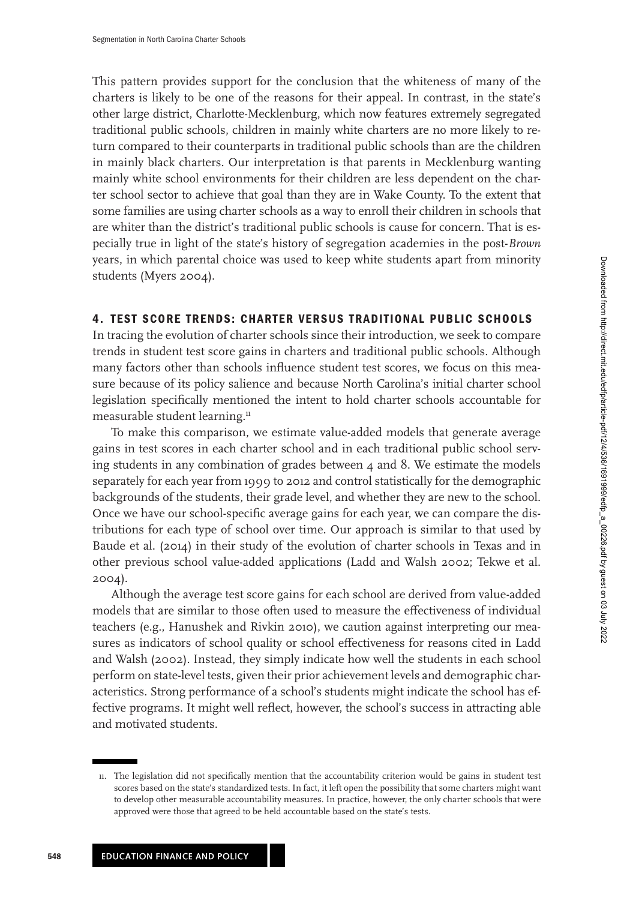This pattern provides support for the conclusion that the whiteness of many of the charters is likely to be one of the reasons for their appeal. In contrast, in the state's other large district, Charlotte-Mecklenburg, which now features extremely segregated traditional public schools, children in mainly white charters are no more likely to return compared to their counterparts in traditional public schools than are the children in mainly black charters. Our interpretation is that parents in Mecklenburg wanting mainly white school environments for their children are less dependent on the charter school sector to achieve that goal than they are in Wake County. To the extent that some families are using charter schools as a way to enroll their children in schools that are whiter than the district's traditional public schools is cause for concern. That is especially true in light of the state's history of segregation academies in the post-*Brown* years, in which parental choice was used to keep white students apart from minority students (Myers 2004).

## 4. TEST SCORE TRENDS: CHARTER VERSUS TRADITIONAL PUBLIC SCHOOLS

In tracing the evolution of charter schools since their introduction, we seek to compare trends in student test score gains in charters and traditional public schools. Although many factors other than schools influence student test scores, we focus on this measure because of its policy salience and because North Carolina's initial charter school legislation specifically mentioned the intent to hold charter schools accountable for measurable student learning.[11]

To make this comparison, we estimate value-added models that generate average gains in test scores in each charter school and in each traditional public school serving students in any combination of grades between 4 and 8. We estimate the models separately for each year from 1999 to 2012 and control statistically for the demographic backgrounds of the students, their grade level, and whether they are new to the school. Once we have our school-specific average gains for each year, we can compare the distributions for each type of school over time. Our approach is similar to that used by Baude et al. (2014) in their study of the evolution of charter schools in Texas and in other previous school value-added applications (Ladd and Walsh 2002; Tekwe et al. 2004).

Although the average test score gains for each school are derived from value-added models that are similar to those often used to measure the effectiveness of individual teachers (e.g., Hanushek and Rivkin 2010), we caution against interpreting our measures as indicators of school quality or school effectiveness for reasons cited in Ladd and Walsh (2002). Instead, they simply indicate how well the students in each school perform on state-level tests, given their prior achievement levels and demographic characteristics. Strong performance of a school's students might indicate the school has effective programs. It might well reflect, however, the school's success in attracting able and motivated students.

11. The legislation did not specifically mention that the accountability criterion would be gains in student test scores based on the state's standardized tests. In fact, it left open the possibility that some charters might want to develop other measurable accountability measures. In practice, however, the only charter schools that were approved were those that agreed to be held accountable based on the state's tests.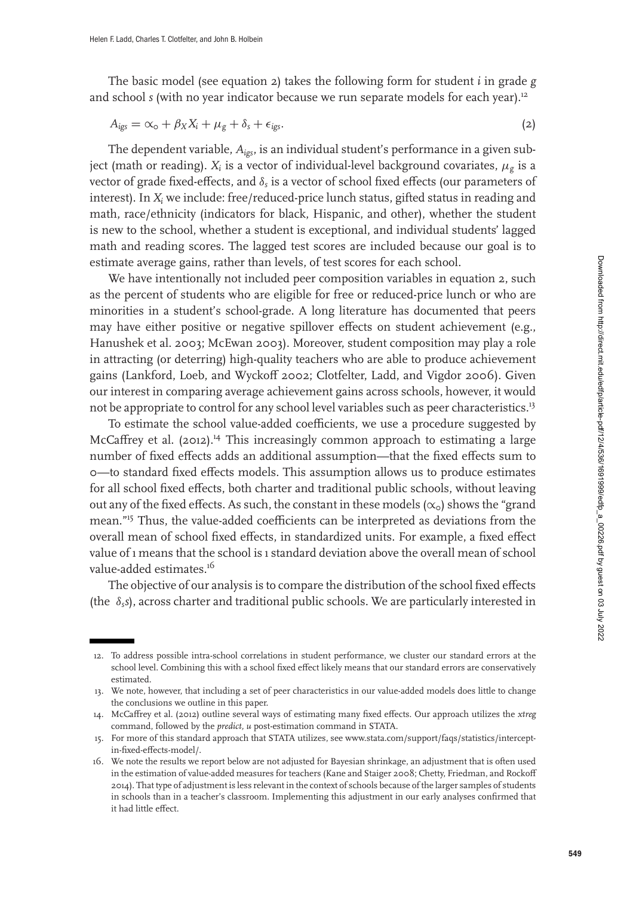The basic model (see equation 2) takes the following form for student $i$ in grade $g$ and school $s$ (with no year indicator because we run separate models for each year).[12]

$$A_{igs} = \alpha_0 + \beta_X X_i + \mu_g + \delta_s + \epsilon_{igs}. \tag{2}$$

The dependent variable, $A_{igs}$, is an individual student's performance in a given subject (math or reading). $X_i$ is a vector of individual-level background covariates, $\mu_g$ is a vector of grade fixed-effects, and $\delta_s$ is a vector of school fixed effects (our parameters of interest). In $X_i$ we include: free/reduced-price lunch status, gifted status in reading and math, race/ethnicity (indicators for black, Hispanic, and other), whether the student is new to the school, whether a student is exceptional, and individual students' lagged math and reading scores. The lagged test scores are included because our goal is to estimate average gains, rather than levels, of test scores for each school.

We have intentionally not included peer composition variables in equation 2, such as the percent of students who are eligible for free or reduced-price lunch or who are minorities in a student's school-grade. A long literature has documented that peers may have either positive or negative spillover effects on student achievement (e.g., Hanushek et al. 2003; McEwan 2003). Moreover, student composition may play a role in attracting (or deterring) high-quality teachers who are able to produce achievement gains (Lankford, Loeb, and Wyckoff 2002; Clotfelter, Ladd, and Vigdor 2006). Given our interest in comparing average achievement gains across schools, however, it would not be appropriate to control for any school level variables such as peer characteristics.[13]

To estimate the school value-added coefficients, we use a procedure suggested by McCaffrey et al. (2012).[14] This increasingly common approach to estimating a large number of fixed effects adds an additional assumption—that the fixed effects sum to 0—to standard fixed effects models. This assumption allows us to produce estimates for all school fixed effects, both charter and traditional public schools, without leaving out any of the fixed effects. As such, the constant in these models ($\alpha_0$) shows the "grand mean."[15] Thus, the value-added coefficients can be interpreted as deviations from the overall mean of school fixed effects, in standardized units. For example, a fixed effect value of 1 means that the school is 1 standard deviation above the overall mean of school value-added estimates.[16]

The objective of our analysis is to compare the distribution of the school fixed effects (the $\delta_s$s), across charter and traditional public schools. We are particularly interested in

---

12. To address possible intra-school correlations in student performance, we cluster our standard errors at the school level. Combining this with a school fixed effect likely means that our standard errors are conservatively estimated.
13. We note, however, that including a set of peer characteristics in our value-added models does little to change the conclusions we outline in this paper.
14. McCaffrey et al. (2012) outline several ways of estimating many fixed effects. Our approach utilizes the *xtreg* command, followed by the *predict, u* post-estimation command in STATA.
15. For more of this standard approach that STATA utilizes, see www.stata.com/support/faqs/statistics/intercept-in-fixed-effects-model/.
16. We note the results we report below are not adjusted for Bayesian shrinkage, an adjustment that is often used in the estimation of value-added measures for teachers (Kane and Staiger 2008; Chetty, Friedman, and Rockoff 2014). That type of adjustment is less relevant in the context of schools because of the larger samples of students in schools than in a teacher's classroom. Implementing this adjustment in our early analyses confirmed that it had little effect.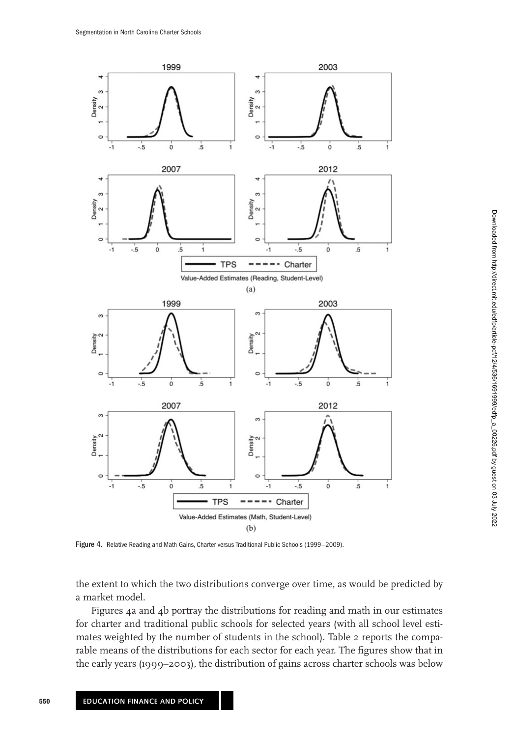Figure 4. Relative Reading and Math Gains, Charter versus Traditional Public Schools (1999–2009).

the extent to which the two distributions converge over time, as would be predicted by a market model.

Figures 4a and 4b portray the distributions for reading and math in our estimates for charter and traditional public schools for selected years (with all school level estimates weighted by the number of students in the school). Table 2 reports the comparable means of the distributions for each sector for each year. The figures show that in the early years (1999–2003), the distribution of gains across charter schools was below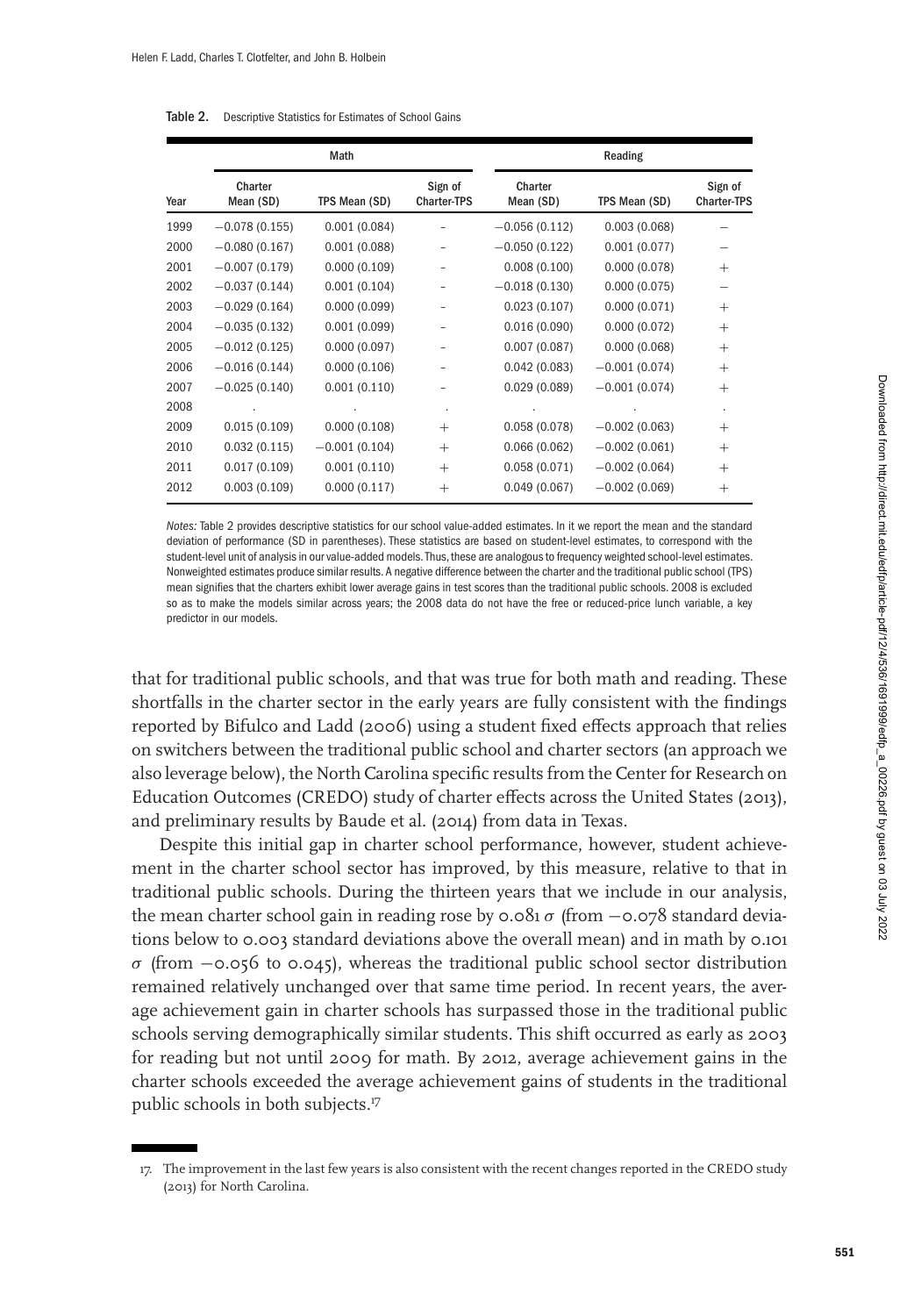Table 2. Descriptive Statistics for Estimates of School Gains

| | Math | | | Reading | | |
|---|---|---|---|---|---|---|
| Year | Charter Mean (SD) | TPS Mean (SD) | Sign of Charter-TPS | Charter Mean (SD) | TPS Mean (SD) | Sign of Charter-TPS |
| 1999 | −0.078 (0.155) | 0.001 (0.084) | – | −0.056 (0.112) | 0.003 (0.068) | − |
| 2000 | −0.080 (0.167) | 0.001 (0.088) | – | −0.050 (0.122) | 0.001 (0.077) | − |
| 2001 | −0.007 (0.179) | 0.000 (0.109) | – | 0.008 (0.100) | 0.000 (0.078) | + |
| 2002 | −0.037 (0.144) | 0.001 (0.104) | – | −0.018 (0.130) | 0.000 (0.075) | − |
| 2003 | −0.029 (0.164) | 0.000 (0.099) | – | 0.023 (0.107) | 0.000 (0.071) | + |
| 2004 | −0.035 (0.132) | 0.001 (0.099) | – | 0.016 (0.090) | 0.000 (0.072) | + |
| 2005 | −0.012 (0.125) | 0.000 (0.097) | – | 0.007 (0.087) | 0.000 (0.068) | + |
| 2006 | −0.016 (0.144) | 0.000 (0.106) | – | 0.042 (0.083) | −0.001 (0.074) | + |
| 2007 | −0.025 (0.140) | 0.001 (0.110) | – | 0.029 (0.089) | −0.001 (0.074) | + |
| 2008 | . | . | . | . | . | . |
| 2009 | 0.015 (0.109) | 0.000 (0.108) | + | 0.058 (0.078) | −0.002 (0.063) | + |
| 2010 | 0.032 (0.115) | −0.001 (0.104) | + | 0.066 (0.062) | −0.002 (0.061) | + |
| 2011 | 0.017 (0.109) | 0.001 (0.110) | + | 0.058 (0.071) | −0.002 (0.064) | + |
| 2012 | 0.003 (0.109) | 0.000 (0.117) | + | 0.049 (0.067) | −0.002 (0.069) | + |

*Notes:* Table 2 provides descriptive statistics for our school value-added estimates. In it we report the mean and the standard deviation of performance (SD in parentheses). These statistics are based on student-level estimates, to correspond with the student-level unit of analysis in our value-added models. Thus, these are analogous to frequency weighted school-level estimates. Nonweighted estimates produce similar results. A negative difference between the charter and the traditional public school (TPS) mean signifies that the charters exhibit lower average gains in test scores than the traditional public schools. 2008 is excluded so as to make the models similar across years; the 2008 data do not have the free or reduced-price lunch variable, a key predictor in our models.

that for traditional public schools, and that was true for both math and reading. These shortfalls in the charter sector in the early years are fully consistent with the findings reported by Bifulco and Ladd (2006) using a student fixed effects approach that relies on switchers between the traditional public school and charter sectors (an approach we also leverage below), the North Carolina specific results from the Center for Research on Education Outcomes (CREDO) study of charter effects across the United States (2013), and preliminary results by Baude et al. (2014) from data in Texas.

Despite this initial gap in charter school performance, however, student achievement in the charter school sector has improved, by this measure, relative to that in traditional public schools. During the thirteen years that we include in our analysis, the mean charter school gain in reading rose by 0.081 $\sigma$ (from −0.078 standard deviations below to 0.003 standard deviations above the overall mean) and in math by 0.101 $\sigma$ (from −0.056 to 0.045), whereas the traditional public school sector distribution remained relatively unchanged over that same time period. In recent years, the average achievement gain in charter schools has surpassed those in the traditional public schools serving demographically similar students. This shift occurred as early as 2003 for reading but not until 2009 for math. By 2012, average achievement gains in the charter schools exceeded the average achievement gains of students in the traditional public schools in both subjects.[17]

17. The improvement in the last few years is also consistent with the recent changes reported in the CREDO study (2013) for North Carolina.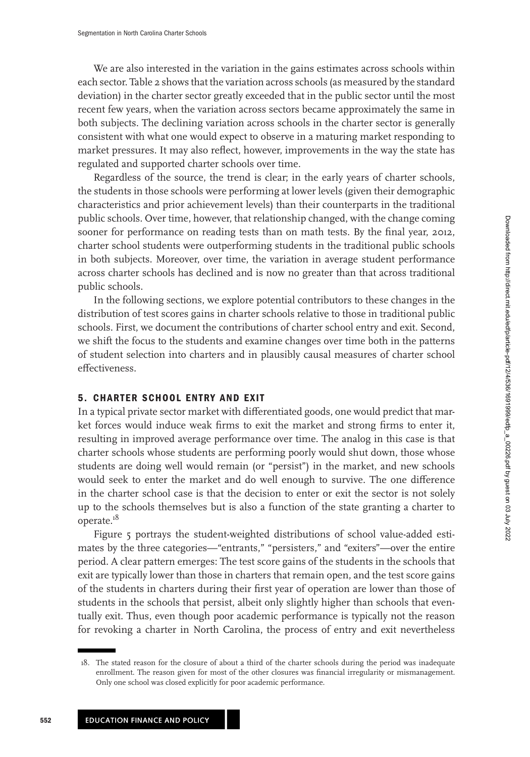We are also interested in the variation in the gains estimates across schools within each sector. Table 2 shows that the variation across schools (as measured by the standard deviation) in the charter sector greatly exceeded that in the public sector until the most recent few years, when the variation across sectors became approximately the same in both subjects. The declining variation across schools in the charter sector is generally consistent with what one would expect to observe in a maturing market responding to market pressures. It may also reflect, however, improvements in the way the state has regulated and supported charter schools over time.

Regardless of the source, the trend is clear; in the early years of charter schools, the students in those schools were performing at lower levels (given their demographic characteristics and prior achievement levels) than their counterparts in the traditional public schools. Over time, however, that relationship changed, with the change coming sooner for performance on reading tests than on math tests. By the final year, 2012, charter school students were outperforming students in the traditional public schools in both subjects. Moreover, over time, the variation in average student performance across charter schools has declined and is now no greater than that across traditional public schools.

In the following sections, we explore potential contributors to these changes in the distribution of test scores gains in charter schools relative to those in traditional public schools. First, we document the contributions of charter school entry and exit. Second, we shift the focus to the students and examine changes over time both in the patterns of student selection into charters and in plausibly causal measures of charter school effectiveness.

## 5. CHARTER SCHOOL ENTRY AND EXIT

In a typical private sector market with differentiated goods, one would predict that market forces would induce weak firms to exit the market and strong firms to enter it, resulting in improved average performance over time. The analog in this case is that charter schools whose students are performing poorly would shut down, those whose students are doing well would remain (or "persist") in the market, and new schools would seek to enter the market and do well enough to survive. The one difference in the charter school case is that the decision to enter or exit the sector is not solely up to the schools themselves but is also a function of the state granting a charter to operate.[18]

Figure 5 portrays the student-weighted distributions of school value-added estimates by the three categories—"entrants," "persisters," and "exiters"—over the entire period. A clear pattern emerges: The test score gains of the students in the schools that exit are typically lower than those in charters that remain open, and the test score gains of the students in charters during their first year of operation are lower than those of students in the schools that persist, albeit only slightly higher than schools that eventually exit. Thus, even though poor academic performance is typically not the reason for revoking a charter in North Carolina, the process of entry and exit nevertheless

18. The stated reason for the closure of about a third of the charter schools during the period was inadequate enrollment. The reason given for most of the other closures was financial irregularity or mismanagement. Only one school was closed explicitly for poor academic performance.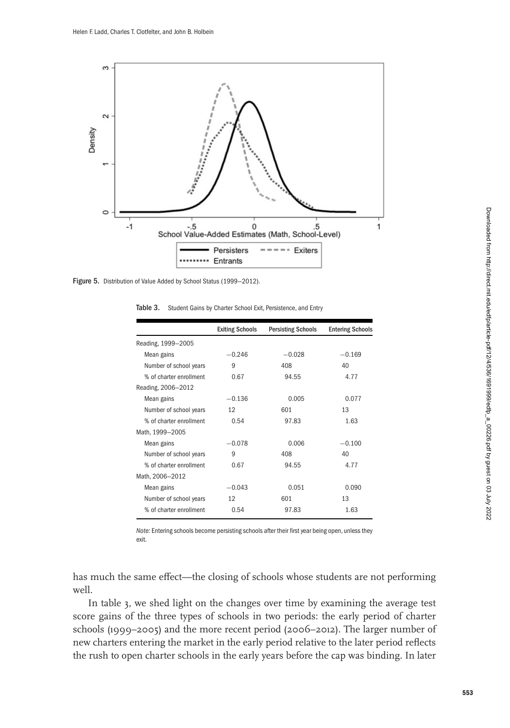Figure 5. Distribution of Value Added by School Status (1999–2012).

Table 3. Student Gains by Charter School Exit, Persistence, and Entry

| | Exiting Schools | Persisting Schools | Entering Schools |
|---|---|---|---|
| Reading, 1999–2005 | | | |
| Mean gains | −0.246 | −0.028 | −0.169 |
| Number of school years | 9 | 408 | 40 |
| % of charter enrollment | 0.67 | 94.55 | 4.77 |
| Reading, 2006–2012 | | | |
| Mean gains | −0.136 | 0.005 | 0.077 |
| Number of school years | 12 | 601 | 13 |
| % of charter enrollment | 0.54 | 97.83 | 1.63 |
| Math, 1999–2005 | | | |
| Mean gains | −0.078 | 0.006 | −0.100 |
| Number of school years | 9 | 408 | 40 |
| % of charter enrollment | 0.67 | 94.55 | 4.77 |
| Math, 2006–2012 | | | |
| Mean gains | −0.043 | 0.051 | 0.090 |
| Number of school years | 12 | 601 | 13 |
| % of charter enrollment | 0.54 | 97.83 | 1.63 |

*Note:* Entering schools become persisting schools after their first year being open, unless they exit.

has much the same effect—the closing of schools whose students are not performing well.

In table 3, we shed light on the changes over time by examining the average test score gains of the three types of schools in two periods: the early period of charter schools (1999–2005) and the more recent period (2006–2012). The larger number of new charters entering the market in the early period relative to the later period reflects the rush to open charter schools in the early years before the cap was binding. In later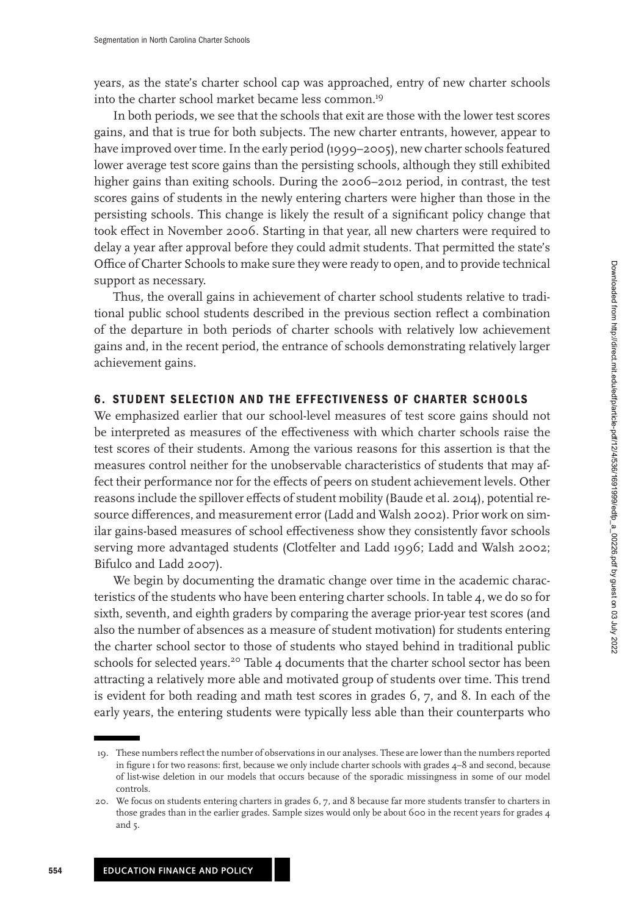years, as the state's charter school cap was approached, entry of new charter schools into the charter school market became less common.[19]

In both periods, we see that the schools that exit are those with the lower test scores gains, and that is true for both subjects. The new charter entrants, however, appear to have improved over time. In the early period (1999–2005), new charter schools featured lower average test score gains than the persisting schools, although they still exhibited higher gains than exiting schools. During the 2006–2012 period, in contrast, the test scores gains of students in the newly entering charters were higher than those in the persisting schools. This change is likely the result of a significant policy change that took effect in November 2006. Starting in that year, all new charters were required to delay a year after approval before they could admit students. That permitted the state's Office of Charter Schools to make sure they were ready to open, and to provide technical support as necessary.

Thus, the overall gains in achievement of charter school students relative to traditional public school students described in the previous section reflect a combination of the departure in both periods of charter schools with relatively low achievement gains and, in the recent period, the entrance of schools demonstrating relatively larger achievement gains.

## 6. STUDENT SELECTION AND THE EFFECTIVENESS OF CHARTER SCHOOLS

We emphasized earlier that our school-level measures of test score gains should not be interpreted as measures of the effectiveness with which charter schools raise the test scores of their students. Among the various reasons for this assertion is that the measures control neither for the unobservable characteristics of students that may affect their performance nor for the effects of peers on student achievement levels. Other reasons include the spillover effects of student mobility (Baude et al. 2014), potential resource differences, and measurement error (Ladd and Walsh 2002). Prior work on similar gains-based measures of school effectiveness show they consistently favor schools serving more advantaged students (Clotfelter and Ladd 1996; Ladd and Walsh 2002; Bifulco and Ladd 2007).

We begin by documenting the dramatic change over time in the academic characteristics of the students who have been entering charter schools. In table 4, we do so for sixth, seventh, and eighth graders by comparing the average prior-year test scores (and also the number of absences as a measure of student motivation) for students entering the charter school sector to those of students who stayed behind in traditional public schools for selected years.[20] Table 4 documents that the charter school sector has been attracting a relatively more able and motivated group of students over time. This trend is evident for both reading and math test scores in grades 6, 7, and 8. In each of the early years, the entering students were typically less able than their counterparts who

19. These numbers reflect the number of observations in our analyses. These are lower than the numbers reported in figure 1 for two reasons: first, because we only include charter schools with grades 4–8 and second, because of list-wise deletion in our models that occurs because of the sporadic missingness in some of our model controls.

20. We focus on students entering charters in grades 6, 7, and 8 because far more students transfer to charters in those grades than in the earlier grades. Sample sizes would only be about 600 in the recent years for grades 4 and 5.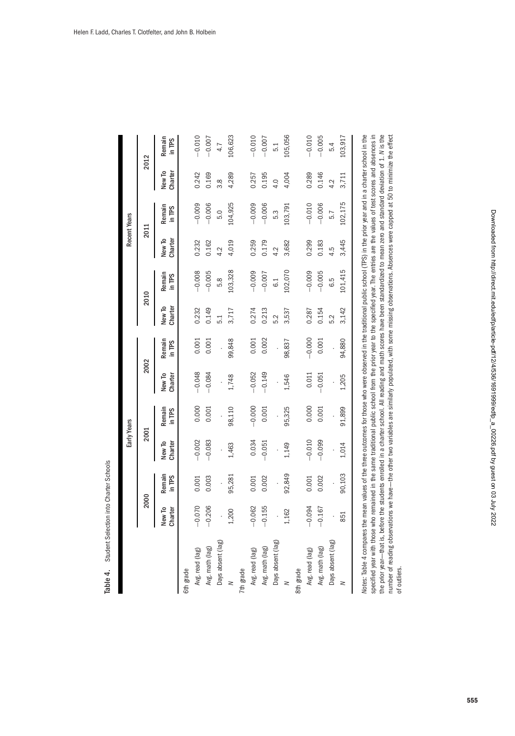**Table 4.** Student Selection into Charter Schools

| | Early Years | | | | | | Recent Years | | | | | |
|---|---|---|---|---|---|---|---|---|---|---|---|---|
| | 2000 | | 2001 | | 2002 | | 2010 | | 2011 | | 2012 | |
| | New To Charter | Remain in TPS | New To Charter | Remain in TPS | New To Charter | Remain in TPS | New To Charter | Remain in TPS | New To Charter | Remain in TPS | New To Charter | Remain in TPS |
| 6th grade | | | | | | | | | | | | |
| Avg. read (lag) | −0.070 | 0.001 | −0.002 | 0.000 | −0.048 | 0.001 | 0.232 | −0.008 | 0.232 | −0.009 | 0.242 | −0.010 |
| Avg. math (lag) | −0.206 | 0.003 | −0.083 | 0.001 | −0.084 | 0.001 | 0.149 | −0.005 | 0.162 | −0.006 | 0.169 | −0.007 |
| Days absent (lag) | . | . | . | . | . | . | 5.1 | 5.8 | 4.2 | 5.0 | 3.8 | 4.7 |
| *N* | 1,200 | 95,281 | 1,463 | 98,110 | 1,748 | 99,848 | 3,717 | 103,328 | 4,019 | 104,925 | 4,289 | 106,623 |
| 7th grade | | | | | | | | | | | | |
| Avg. read (lag) | −0.062 | 0.001 | 0.034 | −0.000 | −0.052 | 0.001 | 0.274 | −0.009 | 0.259 | −0.009 | 0.257 | −0.010 |
| Avg. math (lag) | −0.155 | 0.002 | −0.051 | 0.001 | −0.149 | 0.002 | 0.213 | −0.007 | 0.179 | −0.006 | 0.195 | −0.007 |
| Days absent (lag) | . | . | . | . | . | . | 5.2 | 6.1 | 4.2 | 5.3 | 4.0 | 5.1 |
| *N* | 1,162 | 92,849 | 1,149 | 95,325 | 1,546 | 98,837 | 3,537 | 102,070 | 3,682 | 103,791 | 4,004 | 105,056 |
| 8th grade | | | | | | | | | | | | |
| Avg. read (lag) | −0.094 | 0.001 | −0.010 | 0.000 | 0.011 | −0.000 | 0.287 | −0.009 | 0.299 | −0.010 | 0.289 | −0.010 |
| Avg. math (lag) | −0.167 | 0.002 | −0.099 | 0.001 | −0.051 | 0.001 | 0.154 | −0.005 | 0.183 | −0.006 | 0.146 | −0.005 |
| Days absent (lag) | . | . | . | . | . | . | 5.2 | 6.5 | 4.5 | 5.7 | 4.2 | 5.4 |
| *N* | 851 | 90,103 | 1,014 | 91,899 | 1,205 | 94,880 | 3,142 | 101,415 | 3,445 | 102,175 | 3,711 | 103,917 |

*Notes:* Table 4 compares the mean values of the three outcomes for those who were observed in the traditional public school (TPS) in the prior year and in a charter school in the specified year with those who remained in the same traditional public school from the prior year to the specified year. The entries are the values of test scores and absences in the prior year—that is, before the students enrolled in a charter school. All reading and math scores have been standardized to mean zero and standard deviation of 1. *N* is the number of reading observations we have—the other two variables are similarly populated, with some missing observations. Absences were capped at 50 to minimize the effect of outliers.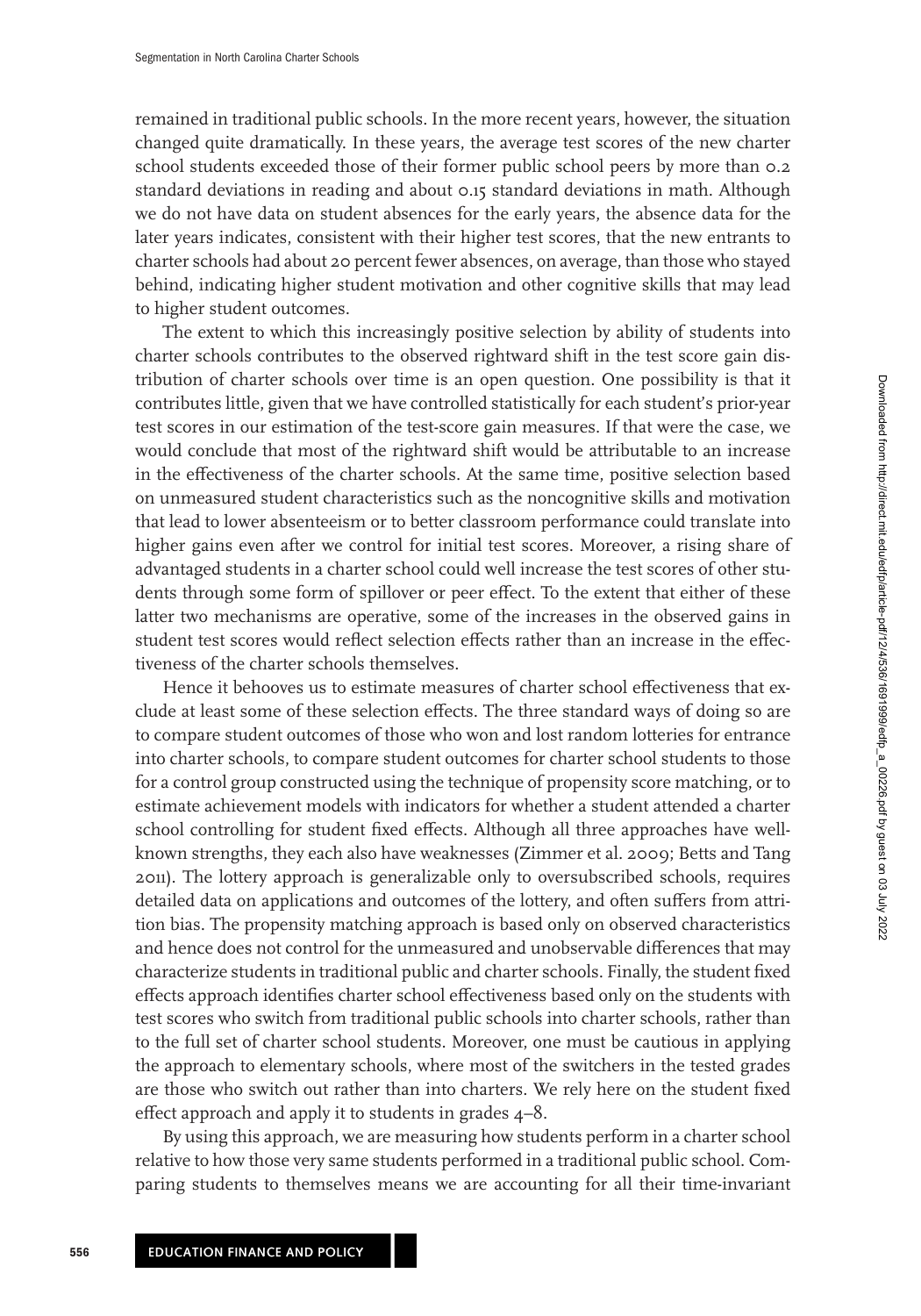remained in traditional public schools. In the more recent years, however, the situation changed quite dramatically. In these years, the average test scores of the new charter school students exceeded those of their former public school peers by more than 0.2 standard deviations in reading and about 0.15 standard deviations in math. Although we do not have data on student absences for the early years, the absence data for the later years indicates, consistent with their higher test scores, that the new entrants to charter schools had about 20 percent fewer absences, on average, than those who stayed behind, indicating higher student motivation and other cognitive skills that may lead to higher student outcomes.

The extent to which this increasingly positive selection by ability of students into charter schools contributes to the observed rightward shift in the test score gain distribution of charter schools over time is an open question. One possibility is that it contributes little, given that we have controlled statistically for each student's prior-year test scores in our estimation of the test-score gain measures. If that were the case, we would conclude that most of the rightward shift would be attributable to an increase in the effectiveness of the charter schools. At the same time, positive selection based on unmeasured student characteristics such as the noncognitive skills and motivation that lead to lower absenteeism or to better classroom performance could translate into higher gains even after we control for initial test scores. Moreover, a rising share of advantaged students in a charter school could well increase the test scores of other students through some form of spillover or peer effect. To the extent that either of these latter two mechanisms are operative, some of the increases in the observed gains in student test scores would reflect selection effects rather than an increase in the effectiveness of the charter schools themselves.

Hence it behooves us to estimate measures of charter school effectiveness that exclude at least some of these selection effects. The three standard ways of doing so are to compare student outcomes of those who won and lost random lotteries for entrance into charter schools, to compare student outcomes for charter school students to those for a control group constructed using the technique of propensity score matching, or to estimate achievement models with indicators for whether a student attended a charter school controlling for student fixed effects. Although all three approaches have well-known strengths, they each also have weaknesses (Zimmer et al. 2009; Betts and Tang 2011). The lottery approach is generalizable only to oversubscribed schools, requires detailed data on applications and outcomes of the lottery, and often suffers from attrition bias. The propensity matching approach is based only on observed characteristics and hence does not control for the unmeasured and unobservable differences that may characterize students in traditional public and charter schools. Finally, the student fixed effects approach identifies charter school effectiveness based only on the students with test scores who switch from traditional public schools into charter schools, rather than to the full set of charter school students. Moreover, one must be cautious in applying the approach to elementary schools, where most of the switchers in the tested grades are those who switch out rather than into charters. We rely here on the student fixed effect approach and apply it to students in grades 4–8.

By using this approach, we are measuring how students perform in a charter school relative to how those very same students performed in a traditional public school. Comparing students to themselves means we are accounting for all their time-invariant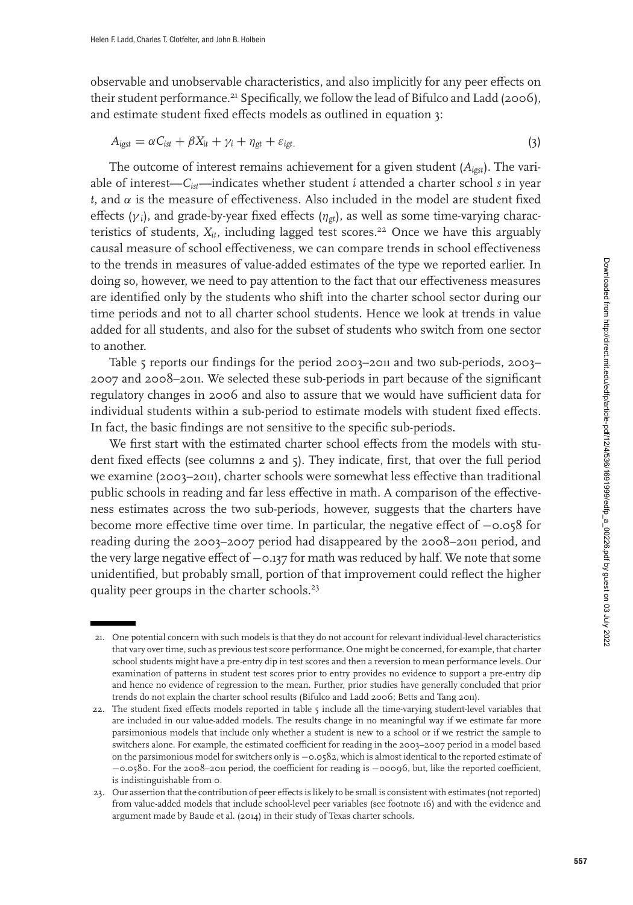observable and unobservable characteristics, and also implicitly for any peer effects on their student performance.[21] Specifically, we follow the lead of Bifulco and Ladd (2006), and estimate student fixed effects models as outlined in equation 3:

$$A_{igst} = \alpha C_{ist} + \beta X_{it} + \gamma_i + \eta_{gt} + \varepsilon_{igt}. \tag{3}$$

The outcome of interest remains achievement for a given student ($A_{igst}$). The variable of interest—$C_{ist}$—indicates whether student $i$ attended a charter school $s$ in year $t$, and $\alpha$ is the measure of effectiveness. Also included in the model are student fixed effects ($\gamma_i$), and grade-by-year fixed effects ($\eta_{gt}$), as well as some time-varying characteristics of students, $X_{it}$, including lagged test scores.[22] Once we have this arguably causal measure of school effectiveness, we can compare trends in school effectiveness to the trends in measures of value-added estimates of the type we reported earlier. In doing so, however, we need to pay attention to the fact that our effectiveness measures are identified only by the students who shift into the charter school sector during our time periods and not to all charter school students. Hence we look at trends in value added for all students, and also for the subset of students who switch from one sector to another.

Table 5 reports our findings for the period 2003–2011 and two sub-periods, 2003–2007 and 2008–2011. We selected these sub-periods in part because of the significant regulatory changes in 2006 and also to assure that we would have sufficient data for individual students within a sub-period to estimate models with student fixed effects. In fact, the basic findings are not sensitive to the specific sub-periods.

We first start with the estimated charter school effects from the models with student fixed effects (see columns 2 and 5). They indicate, first, that over the full period we examine (2003–2011), charter schools were somewhat less effective than traditional public schools in reading and far less effective in math. A comparison of the effectiveness estimates across the two sub-periods, however, suggests that the charters have become more effective time over time. In particular, the negative effect of −0.058 for reading during the 2003–2007 period had disappeared by the 2008–2011 period, and the very large negative effect of −0.137 for math was reduced by half. We note that some unidentified, but probably small, portion of that improvement could reflect the higher quality peer groups in the charter schools.[23]

---

21. One potential concern with such models is that they do not account for relevant individual-level characteristics that vary over time, such as previous test score performance. One might be concerned, for example, that charter school students might have a pre-entry dip in test scores and then a reversion to mean performance levels. Our examination of patterns in student test scores prior to entry provides no evidence to support a pre-entry dip and hence no evidence of regression to the mean. Further, prior studies have generally concluded that prior trends do not explain the charter school results (Bifulco and Ladd 2006; Betts and Tang 2011).

22. The student fixed effects models reported in table 5 include all the time-varying student-level variables that are included in our value-added models. The results change in no meaningful way if we estimate far more parsimonious models that include only whether a student is new to a school or if we restrict the sample to switchers alone. For example, the estimated coefficient for reading in the 2003–2007 period in a model based on the parsimonious model for switchers only is −0.0582, which is almost identical to the reported estimate of −0.0580. For the 2008–2011 period, the coefficient for reading is −00096, but, like the reported coefficient, is indistinguishable from 0.

23. Our assertion that the contribution of peer effects is likely to be small is consistent with estimates (not reported) from value-added models that include school-level peer variables (see footnote 16) and with the evidence and argument made by Baude et al. (2014) in their study of Texas charter schools.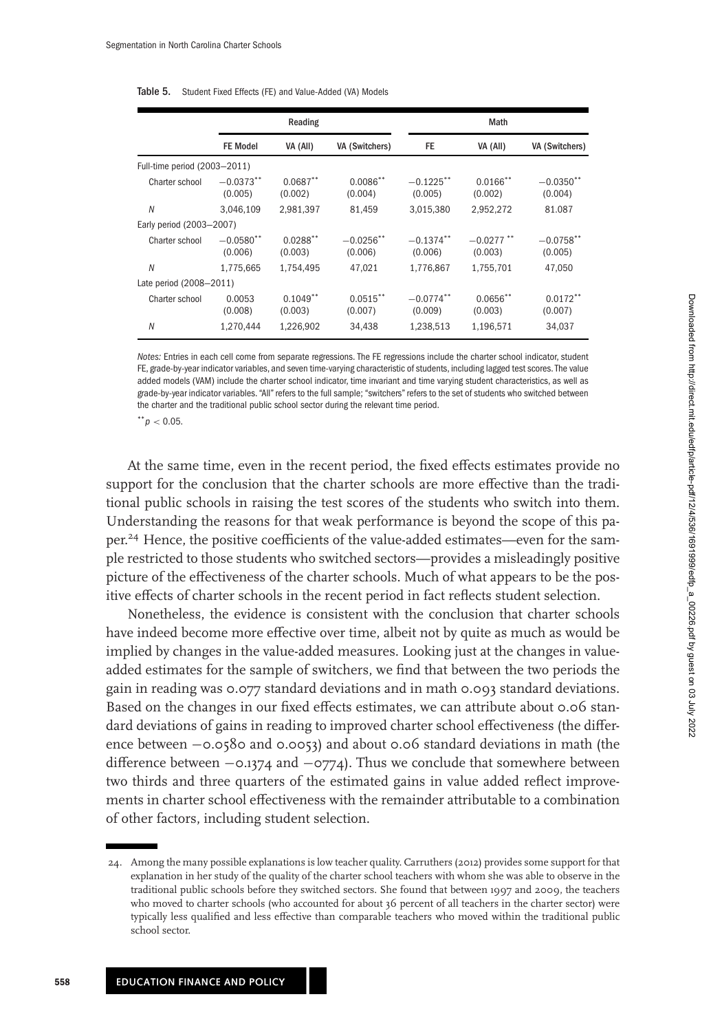**Table 5.** Student Fixed Effects (FE) and Value-Added (VA) Models

| | Reading | | | Math | | |
|---|---|---|---|---|---|---|
| | FE Model | VA (All) | VA (Switchers) | FE | VA (All) | VA (Switchers) |
| Full-time period (2003–2011) | | | | | | |
| Charter school | −0.0373** (0.005) | 0.0687** (0.002) | 0.0086** (0.004) | −0.1225** (0.005) | 0.0166** (0.002) | −0.0350** (0.004) |
| *N* | 3,046,109 | 2,981,397 | 81,459 | 3,015,380 | 2,952,272 | 81.087 |
| Early period (2003–2007) | | | | | | |
| Charter school | −0.0580** (0.006) | 0.0288** (0.003) | −0.0256** (0.006) | −0.1374** (0.006) | −0.0277** (0.003) | −0.0758** (0.005) |
| *N* | 1,775,665 | 1,754,495 | 47,021 | 1,776,867 | 1,755,701 | 47,050 |
| Late period (2008–2011) | | | | | | |
| Charter school | 0.0053 (0.008) | 0.1049** (0.003) | 0.0515** (0.007) | −0.0774** (0.009) | 0.0656** (0.003) | 0.0172** (0.007) |
| *N* | 1,270,444 | 1,226,902 | 34,438 | 1,238,513 | 1,196,571 | 34,037 |

*Notes:* Entries in each cell come from separate regressions. The FE regressions include the charter school indicator, student FE, grade-by-year indicator variables, and seven time-varying characteristic of students, including lagged test scores. The value added models (VAM) include the charter school indicator, time invariant and time varying student characteristics, as well as grade-by-year indicator variables. "All" refers to the full sample; "switchers" refers to the set of students who switched between the charter and the traditional public school sector during the relevant time period.

$^{**}p < 0.05$.

At the same time, even in the recent period, the fixed effects estimates provide no support for the conclusion that the charter schools are more effective than the traditional public schools in raising the test scores of the students who switch into them. Understanding the reasons for that weak performance is beyond the scope of this paper.[24] Hence, the positive coefficients of the value-added estimates—even for the sample restricted to those students who switched sectors—provides a misleadingly positive picture of the effectiveness of the charter schools. Much of what appears to be the positive effects of charter schools in the recent period in fact reflects student selection.

Nonetheless, the evidence is consistent with the conclusion that charter schools have indeed become more effective over time, albeit not by quite as much as would be implied by changes in the value-added measures. Looking just at the changes in value-added estimates for the sample of switchers, we find that between the two periods the gain in reading was 0.077 standard deviations and in math 0.093 standard deviations. Based on the changes in our fixed effects estimates, we can attribute about 0.06 standard deviations of gains in reading to improved charter school effectiveness (the difference between −0.0580 and 0.0053) and about 0.06 standard deviations in math (the difference between −0.1374 and −0774). Thus we conclude that somewhere between two thirds and three quarters of the estimated gains in value added reflect improvements in charter school effectiveness with the remainder attributable to a combination of other factors, including student selection.

24. Among the many possible explanations is low teacher quality. Carruthers (2012) provides some support for that explanation in her study of the quality of the charter school teachers with whom she was able to observe in the traditional public schools before they switched sectors. She found that between 1997 and 2009, the teachers who moved to charter schools (who accounted for about 36 percent of all teachers in the charter sector) were typically less qualified and less effective than comparable teachers who moved within the traditional public school sector.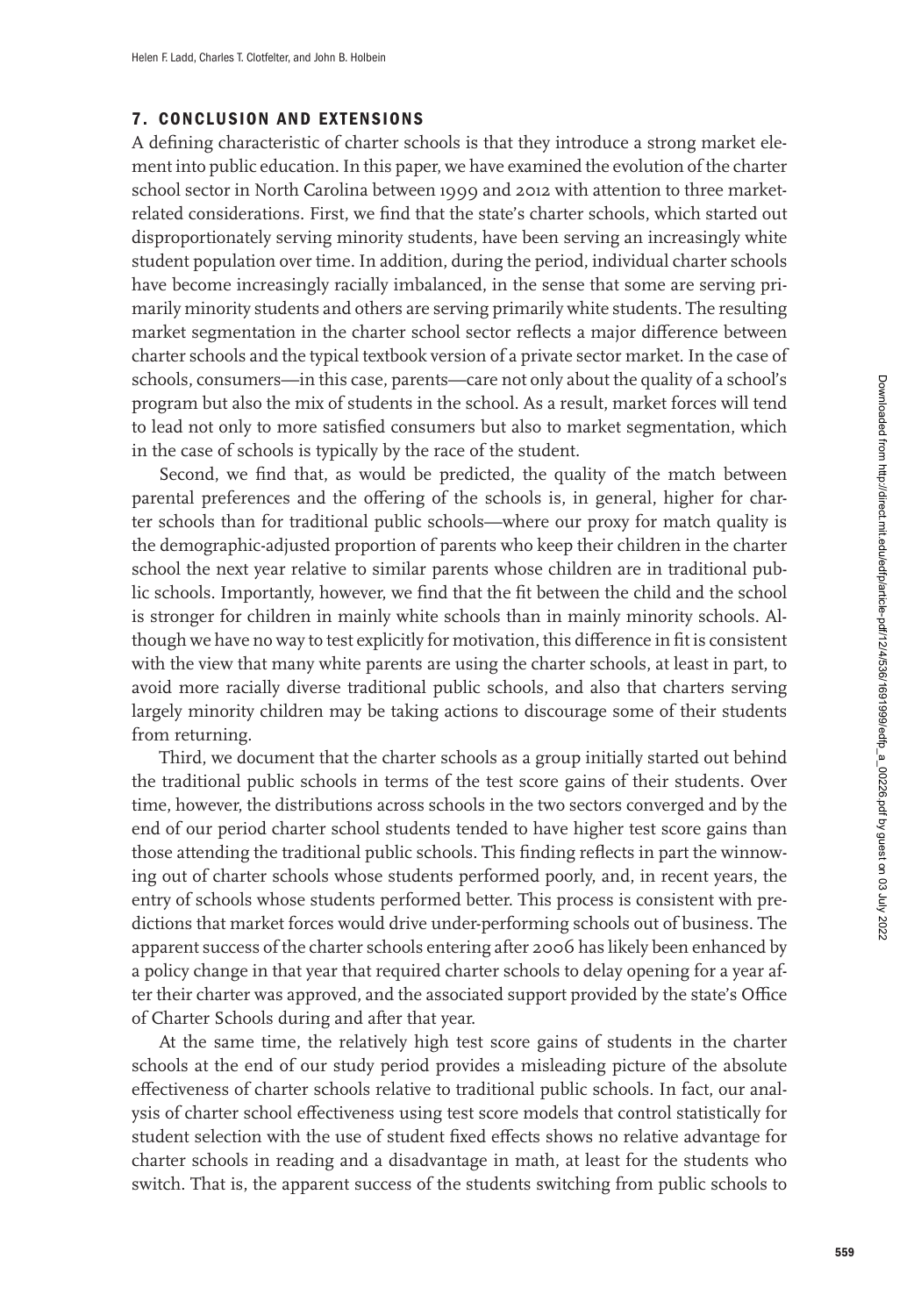## 7. CONCLUSION AND EXTENSIONS

A defining characteristic of charter schools is that they introduce a strong market element into public education. In this paper, we have examined the evolution of the charter school sector in North Carolina between 1999 and 2012 with attention to three market-related considerations. First, we find that the state's charter schools, which started out disproportionately serving minority students, have been serving an increasingly white student population over time. In addition, during the period, individual charter schools have become increasingly racially imbalanced, in the sense that some are serving primarily minority students and others are serving primarily white students. The resulting market segmentation in the charter school sector reflects a major difference between charter schools and the typical textbook version of a private sector market. In the case of schools, consumers—in this case, parents—care not only about the quality of a school's program but also the mix of students in the school. As a result, market forces will tend to lead not only to more satisfied consumers but also to market segmentation, which in the case of schools is typically by the race of the student.

Second, we find that, as would be predicted, the quality of the match between parental preferences and the offering of the schools is, in general, higher for charter schools than for traditional public schools—where our proxy for match quality is the demographic-adjusted proportion of parents who keep their children in the charter school the next year relative to similar parents whose children are in traditional public schools. Importantly, however, we find that the fit between the child and the school is stronger for children in mainly white schools than in mainly minority schools. Although we have no way to test explicitly for motivation, this difference in fit is consistent with the view that many white parents are using the charter schools, at least in part, to avoid more racially diverse traditional public schools, and also that charters serving largely minority children may be taking actions to discourage some of their students from returning.

Third, we document that the charter schools as a group initially started out behind the traditional public schools in terms of the test score gains of their students. Over time, however, the distributions across schools in the two sectors converged and by the end of our period charter school students tended to have higher test score gains than those attending the traditional public schools. This finding reflects in part the winnowing out of charter schools whose students performed poorly, and, in recent years, the entry of schools whose students performed better. This process is consistent with predictions that market forces would drive under-performing schools out of business. The apparent success of the charter schools entering after 2006 has likely been enhanced by a policy change in that year that required charter schools to delay opening for a year after their charter was approved, and the associated support provided by the state's Office of Charter Schools during and after that year.

At the same time, the relatively high test score gains of students in the charter schools at the end of our study period provides a misleading picture of the absolute effectiveness of charter schools relative to traditional public schools. In fact, our analysis of charter school effectiveness using test score models that control statistically for student selection with the use of student fixed effects shows no relative advantage for charter schools in reading and a disadvantage in math, at least for the students who switch. That is, the apparent success of the students switching from public schools to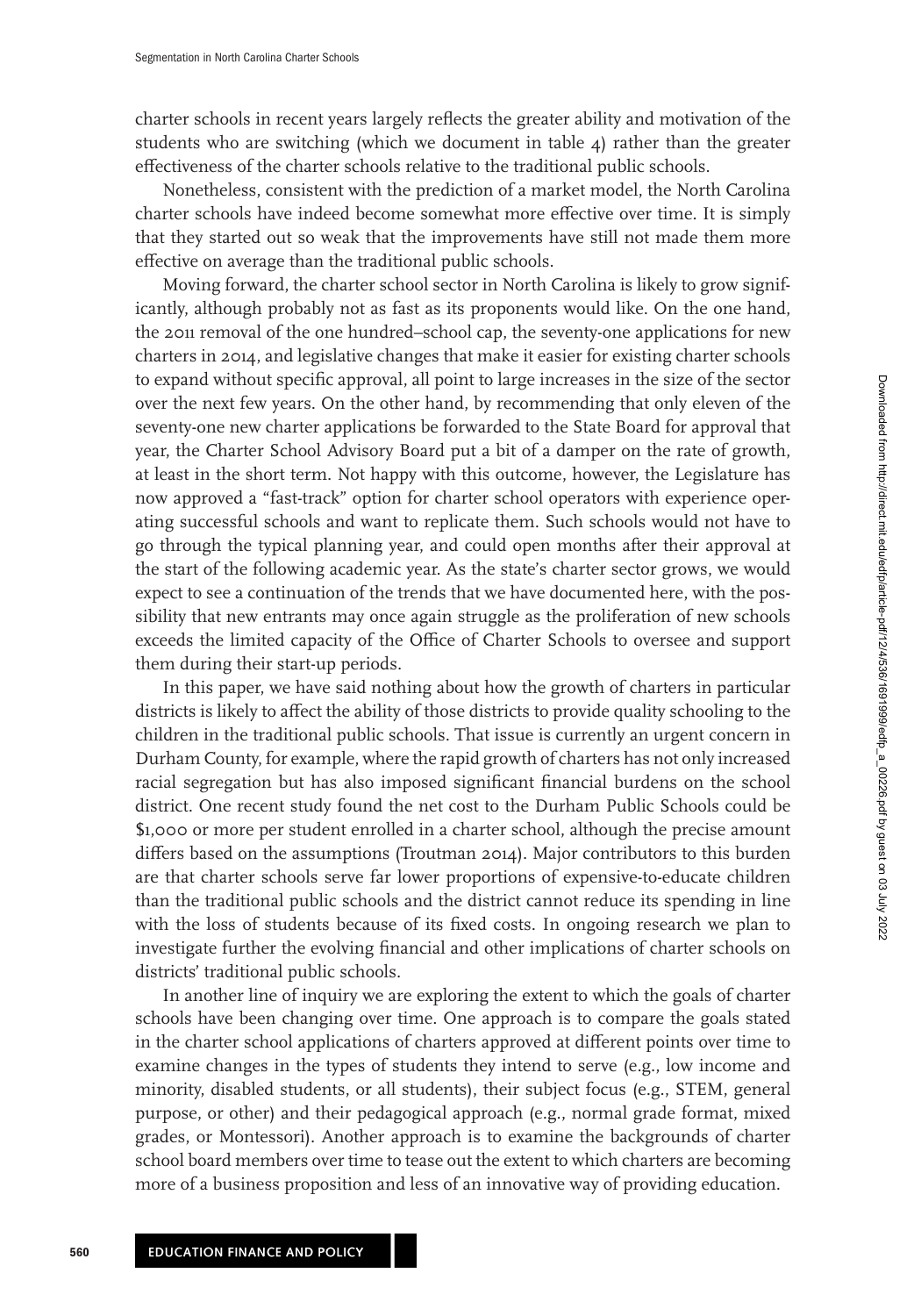charter schools in recent years largely reflects the greater ability and motivation of the students who are switching (which we document in table 4) rather than the greater effectiveness of the charter schools relative to the traditional public schools.

Nonetheless, consistent with the prediction of a market model, the North Carolina charter schools have indeed become somewhat more effective over time. It is simply that they started out so weak that the improvements have still not made them more effective on average than the traditional public schools.

Moving forward, the charter school sector in North Carolina is likely to grow significantly, although probably not as fast as its proponents would like. On the one hand, the 2011 removal of the one hundred–school cap, the seventy-one applications for new charters in 2014, and legislative changes that make it easier for existing charter schools to expand without specific approval, all point to large increases in the size of the sector over the next few years. On the other hand, by recommending that only eleven of the seventy-one new charter applications be forwarded to the State Board for approval that year, the Charter School Advisory Board put a bit of a damper on the rate of growth, at least in the short term. Not happy with this outcome, however, the Legislature has now approved a "fast-track" option for charter school operators with experience operating successful schools and want to replicate them. Such schools would not have to go through the typical planning year, and could open months after their approval at the start of the following academic year. As the state's charter sector grows, we would expect to see a continuation of the trends that we have documented here, with the possibility that new entrants may once again struggle as the proliferation of new schools exceeds the limited capacity of the Office of Charter Schools to oversee and support them during their start-up periods.

In this paper, we have said nothing about how the growth of charters in particular districts is likely to affect the ability of those districts to provide quality schooling to the children in the traditional public schools. That issue is currently an urgent concern in Durham County, for example, where the rapid growth of charters has not only increased racial segregation but has also imposed significant financial burdens on the school district. One recent study found the net cost to the Durham Public Schools could be $1,000 or more per student enrolled in a charter school, although the precise amount differs based on the assumptions (Troutman 2014). Major contributors to this burden are that charter schools serve far lower proportions of expensive-to-educate children than the traditional public schools and the district cannot reduce its spending in line with the loss of students because of its fixed costs. In ongoing research we plan to investigate further the evolving financial and other implications of charter schools on districts' traditional public schools.

In another line of inquiry we are exploring the extent to which the goals of charter schools have been changing over time. One approach is to compare the goals stated in the charter school applications of charters approved at different points over time to examine changes in the types of students they intend to serve (e.g., low income and minority, disabled students, or all students), their subject focus (e.g., STEM, general purpose, or other) and their pedagogical approach (e.g., normal grade format, mixed grades, or Montessori). Another approach is to examine the backgrounds of charter school board members over time to tease out the extent to which charters are becoming more of a business proposition and less of an innovative way of providing education.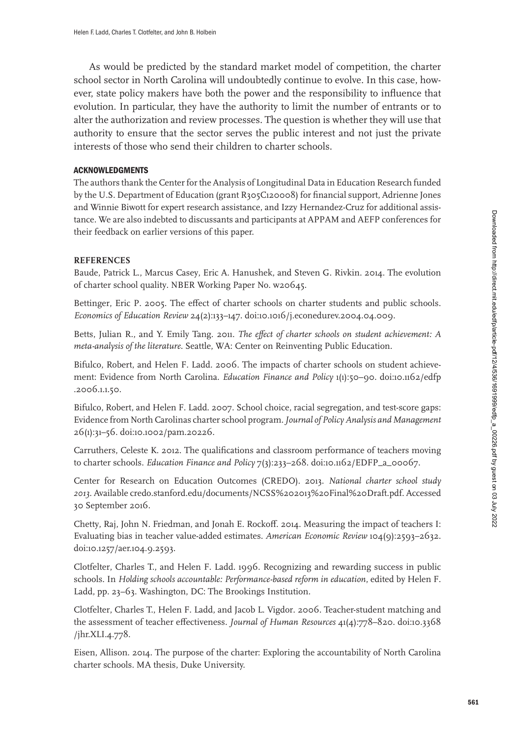As would be predicted by the standard market model of competition, the charter school sector in North Carolina will undoubtedly continue to evolve. In this case, however, state policy makers have both the power and the responsibility to influence that evolution. In particular, they have the authority to limit the number of entrants or to alter the authorization and review processes. The question is whether they will use that authority to ensure that the sector serves the public interest and not just the private interests of those who send their children to charter schools.

## ACKNOWLEDGMENTS

The authors thank the Center for the Analysis of Longitudinal Data in Education Research funded by the U.S. Department of Education (grant R305C120008) for financial support, Adrienne Jones and Winnie Biwott for expert research assistance, and Izzy Hernandez-Cruz for additional assistance. We are also indebted to discussants and participants at APPAM and AEFP conferences for their feedback on earlier versions of this paper.

## REFERENCES

Baude, Patrick L., Marcus Casey, Eric A. Hanushek, and Steven G. Rivkin. 2014. The evolution of charter school quality. NBER Working Paper No. w20645.

Bettinger, Eric P. 2005. The effect of charter schools on charter students and public schools. *Economics of Education Review* 24(2):133–147. doi:10.1016/j.econedurev.2004.04.009.

Betts, Julian R., and Y. Emily Tang. 2011. *The effect of charter schools on student achievement: A meta-analysis of the literature*. Seattle, WA: Center on Reinventing Public Education.

Bifulco, Robert, and Helen F. Ladd. 2006. The impacts of charter schools on student achievement: Evidence from North Carolina. *Education Finance and Policy* 1(1):50–90. doi:10.1162/edfp.2006.1.1.50.

Bifulco, Robert, and Helen F. Ladd. 2007. School choice, racial segregation, and test-score gaps: Evidence from North Carolinas charter school program. *Journal of Policy Analysis and Management* 26(1):31–56. doi:10.1002/pam.20226.

Carruthers, Celeste K. 2012. The qualifications and classroom performance of teachers moving to charter schools. *Education Finance and Policy* 7(3):233–268. doi:10.1162/EDFP_a_00067.

Center for Research on Education Outcomes (CREDO). 2013. *National charter school study 2013*. Available credo.stanford.edu/documents/NCSS%202013%20Final%20Draft.pdf. Accessed 30 September 2016.

Chetty, Raj, John N. Friedman, and Jonah E. Rockoff. 2014. Measuring the impact of teachers I: Evaluating bias in teacher value-added estimates. *American Economic Review* 104(9):2593–2632. doi:10.1257/aer.104.9.2593.

Clotfelter, Charles T., and Helen F. Ladd. 1996. Recognizing and rewarding success in public schools. In *Holding schools accountable: Performance-based reform in education*, edited by Helen F. Ladd, pp. 23–63. Washington, DC: The Brookings Institution.

Clotfelter, Charles T., Helen F. Ladd, and Jacob L. Vigdor. 2006. Teacher-student matching and the assessment of teacher effectiveness. *Journal of Human Resources* 41(4):778–820. doi:10.3368/jhr.XLI.4.778.

Eisen, Allison. 2014. The purpose of the charter: Exploring the accountability of North Carolina charter schools. MA thesis, Duke University.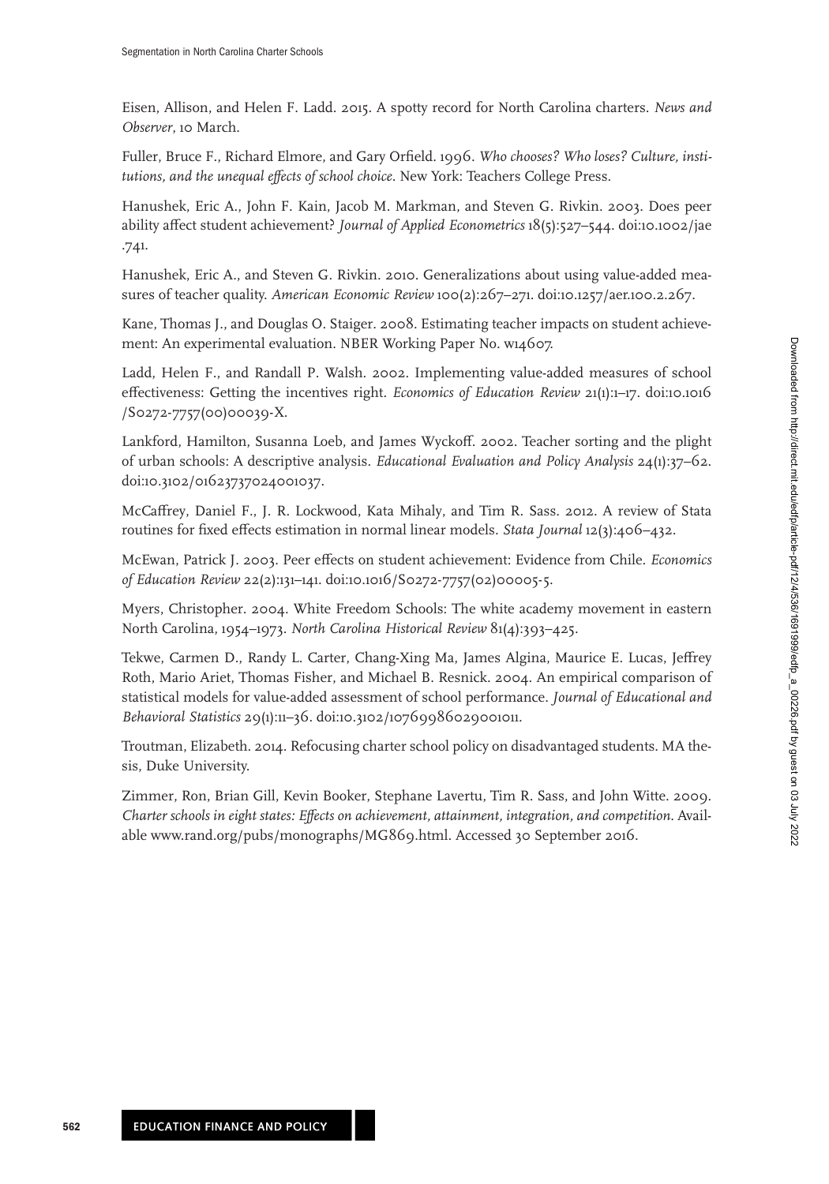Eisen, Allison, and Helen F. Ladd. 2015. A spotty record for North Carolina charters. *News and Observer*, 10 March.

Fuller, Bruce F., Richard Elmore, and Gary Orfield. 1996. *Who chooses? Who loses? Culture, institutions, and the unequal effects of school choice*. New York: Teachers College Press.

Hanushek, Eric A., John F. Kain, Jacob M. Markman, and Steven G. Rivkin. 2003. Does peer ability affect student achievement? *Journal of Applied Econometrics* 18(5):527–544. doi:10.1002/jae.741.

Hanushek, Eric A., and Steven G. Rivkin. 2010. Generalizations about using value-added measures of teacher quality. *American Economic Review* 100(2):267–271. doi:10.1257/aer.100.2.267.

Kane, Thomas J., and Douglas O. Staiger. 2008. Estimating teacher impacts on student achievement: An experimental evaluation. NBER Working Paper No. w14607.

Ladd, Helen F., and Randall P. Walsh. 2002. Implementing value-added measures of school effectiveness: Getting the incentives right. *Economics of Education Review* 21(1):1–17. doi:10.1016/S0272-7757(00)00039-X.

Lankford, Hamilton, Susanna Loeb, and James Wyckoff. 2002. Teacher sorting and the plight of urban schools: A descriptive analysis. *Educational Evaluation and Policy Analysis* 24(1):37–62. doi:10.3102/01623737024001037.

McCaffrey, Daniel F., J. R. Lockwood, Kata Mihaly, and Tim R. Sass. 2012. A review of Stata routines for fixed effects estimation in normal linear models. *Stata Journal* 12(3):406–432.

McEwan, Patrick J. 2003. Peer effects on student achievement: Evidence from Chile. *Economics of Education Review* 22(2):131–141. doi:10.1016/S0272-7757(02)00005-5.

Myers, Christopher. 2004. White Freedom Schools: The white academy movement in eastern North Carolina, 1954–1973. *North Carolina Historical Review* 81(4):393–425.

Tekwe, Carmen D., Randy L. Carter, Chang-Xing Ma, James Algina, Maurice E. Lucas, Jeffrey Roth, Mario Ariet, Thomas Fisher, and Michael B. Resnick. 2004. An empirical comparison of statistical models for value-added assessment of school performance. *Journal of Educational and Behavioral Statistics* 29(1):11–36. doi:10.3102/10769986029001011.

Troutman, Elizabeth. 2014. Refocusing charter school policy on disadvantaged students. MA thesis, Duke University.

Zimmer, Ron, Brian Gill, Kevin Booker, Stephane Lavertu, Tim R. Sass, and John Witte. 2009. *Charter schools in eight states: Effects on achievement, attainment, integration, and competition*. Available www.rand.org/pubs/monographs/MG869.html. Accessed 30 September 2016.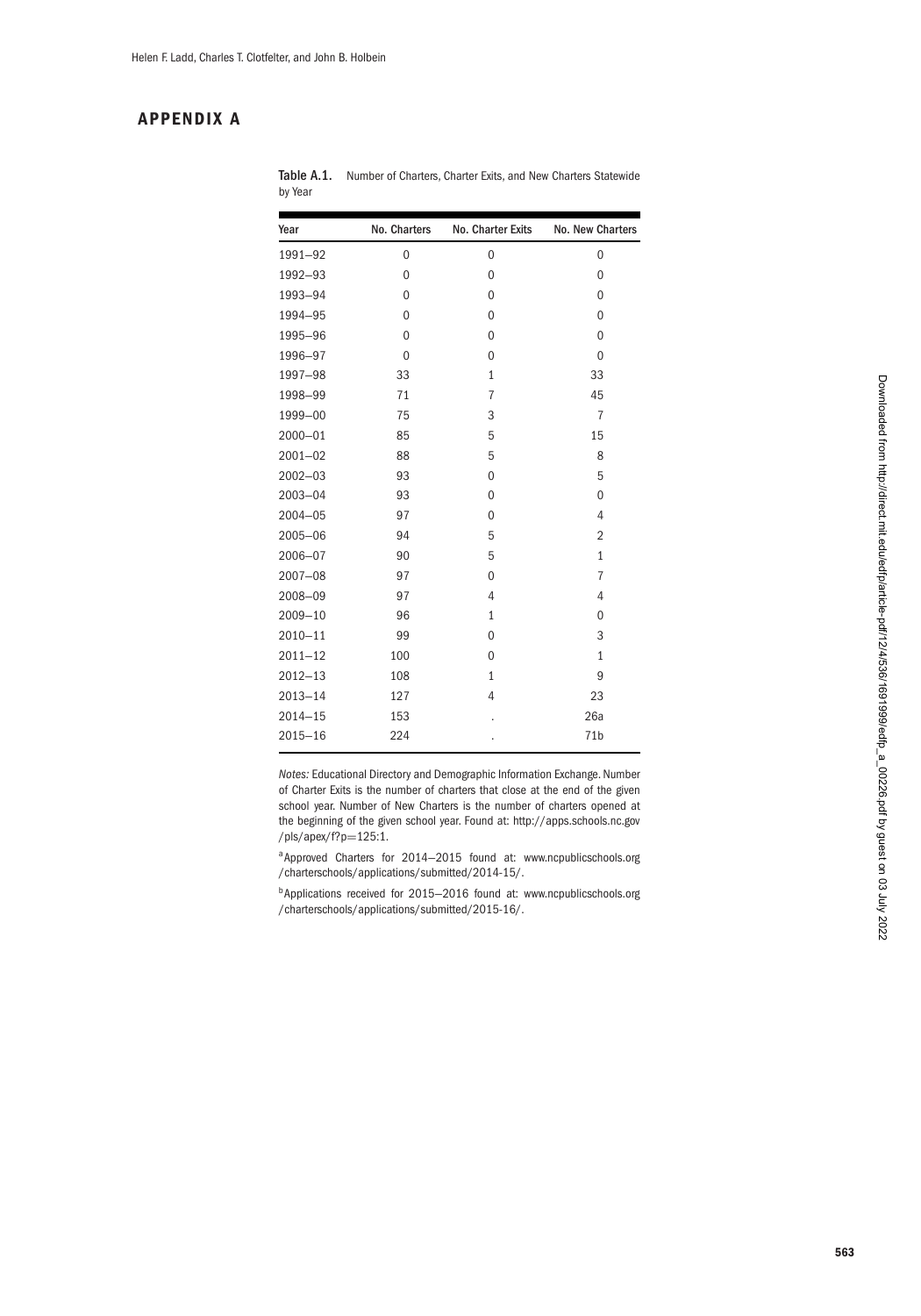# APPENDIX A

Table A.1. Number of Charters, Charter Exits, and New Charters Statewide by Year

| Year | No. Charters | No. Charter Exits | No. New Charters |
|---|---|---|---|
| 1991–92 | 0 | 0 | 0 |
| 1992–93 | 0 | 0 | 0 |
| 1993–94 | 0 | 0 | 0 |
| 1994–95 | 0 | 0 | 0 |
| 1995–96 | 0 | 0 | 0 |
| 1996–97 | 0 | 0 | 0 |
| 1997–98 | 33 | 1 | 33 |
| 1998–99 | 71 | 7 | 45 |
| 1999–00 | 75 | 3 | 7 |
| 2000–01 | 85 | 5 | 15 |
| 2001–02 | 88 | 5 | 8 |
| 2002–03 | 93 | 0 | 5 |
| 2003–04 | 93 | 0 | 0 |
| 2004–05 | 97 | 0 | 4 |
| 2005–06 | 94 | 5 | 2 |
| 2006–07 | 90 | 5 | 1 |
| 2007–08 | 97 | 0 | 7 |
| 2008–09 | 97 | 4 | 4 |
| 2009–10 | 96 | 1 | 0 |
| 2010–11 | 99 | 0 | 3 |
| 2011–12 | 100 | 0 | 1 |
| 2012–13 | 108 | 1 | 9 |
| 2013–14 | 127 | 4 | 23 |
| 2014–15 | 153 | . | 26a |
| 2015–16 | 224 | . | 71b |

*Notes:* Educational Directory and Demographic Information Exchange. Number of Charter Exits is the number of charters that close at the end of the given school year. Number of New Charters is the number of charters opened at the beginning of the given school year. Found at: http://apps.schools.nc.gov/pls/apex/f?p=125:1.

[a] Approved Charters for 2014–2015 found at: www.ncpublicschools.org/charterschools/applications/submitted/2014-15/.

[b] Applications received for 2015–2016 found at: www.ncpublicschools.org/charterschools/applications/submitted/2015-16/.